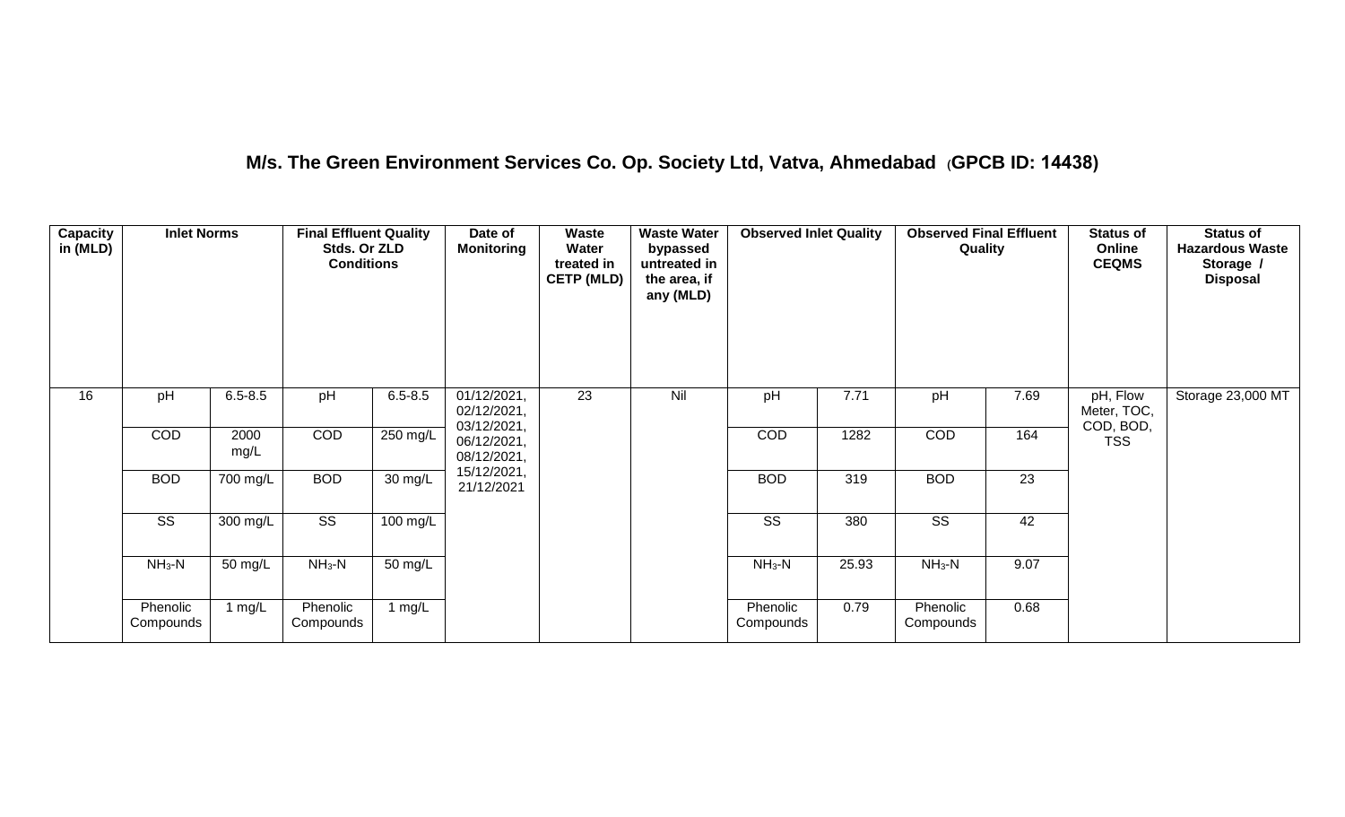## M/s. The Green Environment Services Co. Op. Society Ltd, Vatva, Ahmedabad (GPCB ID: 14438)

| Capacity in (MLD) | Inlet Norms | | Final Effluent Quality Stds. Or ZLD Conditions | | Date of Monitoring | Waste Water treated in CETP (MLD) | Waste Water bypassed untreated in the area, if any (MLD) | Observed Inlet Quality | | Observed Final Effluent Quality | | Status of Online CEQMS | Status of Hazardous Waste Storage / Disposal |
|---|---|---|---|---|---|---|---|---|---|---|---|---|---|
| 16 | pH | 6.5-8.5 | pH | 6.5-8.5 | 01/12/2021, 02/12/2021, 03/12/2021, 06/12/2021, 08/12/2021, 15/12/2021, 21/12/2021 | 23 | Nil | pH | 7.71 | pH | 7.69 | pH, Flow Meter, TOC, COD, BOD, TSS | Storage 23,000 MT |
| | COD | 2000 mg/L | COD | 250 mg/L | | | | COD | 1282 | COD | 164 | | |
| | BOD | 700 mg/L | BOD | 30 mg/L | | | | BOD | 319 | BOD | 23 | | |
| | SS | 300 mg/L | SS | 100 mg/L | | | | SS | 380 | SS | 42 | | |
| | $NH_3$-N | 50 mg/L | $NH_3$-N | 50 mg/L | | | | $NH_3$-N | 25.93 | $NH_3$-N | 9.07 | | |
| | Phenolic Compounds | 1 mg/L | Phenolic Compounds | 1 mg/L | | | | Phenolic Compounds | 0.79 | Phenolic Compounds | 0.68 | | |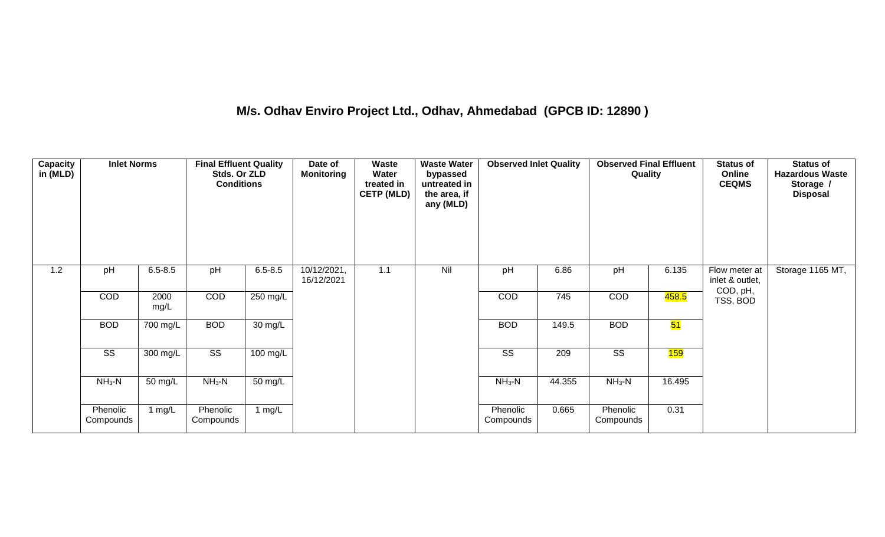# M/s. Odhav Enviro Project Ltd., Odhav, Ahmedabad (GPCB ID: 12890 )

| Capacity in (MLD) | Inlet Norms | | Final Effluent Quality Stds. Or ZLD Conditions | | Date of Monitoring | Waste Water treated in CETP (MLD) | Waste Water bypassed untreated in the area, if any (MLD) | Observed Inlet Quality | | Observed Final Effluent Quality | | Status of Online CEQMS | Status of Hazardous Waste Storage / Disposal |
|---|---|---|---|---|---|---|---|---|---|---|---|---|---|
| 1.2 | pH | 6.5-8.5 | pH | 6.5-8.5 | 10/12/2021, 16/12/2021 | 1.1 | Nil | pH | 6.86 | pH | 6.135 | Flow meter at inlet & outlet, COD, pH, TSS, BOD | Storage 1165 MT, |
| | COD | 2000 mg/L | COD | 250 mg/L | | | | COD | 745 | COD | 458.5 | | |
| | BOD | 700 mg/L | BOD | 30 mg/L | | | | BOD | 149.5 | BOD | 51 | | |
| | SS | 300 mg/L | SS | 100 mg/L | | | | SS | 209 | SS | 159 | | |
| | $NH_3$-N | 50 mg/L | $NH_3$-N | 50 mg/L | | | | $NH_3$-N | 44.355 | $NH_3$-N | 16.495 | | |
| | Phenolic Compounds | 1 mg/L | Phenolic Compounds | 1 mg/L | | | | Phenolic Compounds | 0.665 | Phenolic Compounds | 0.31 | | |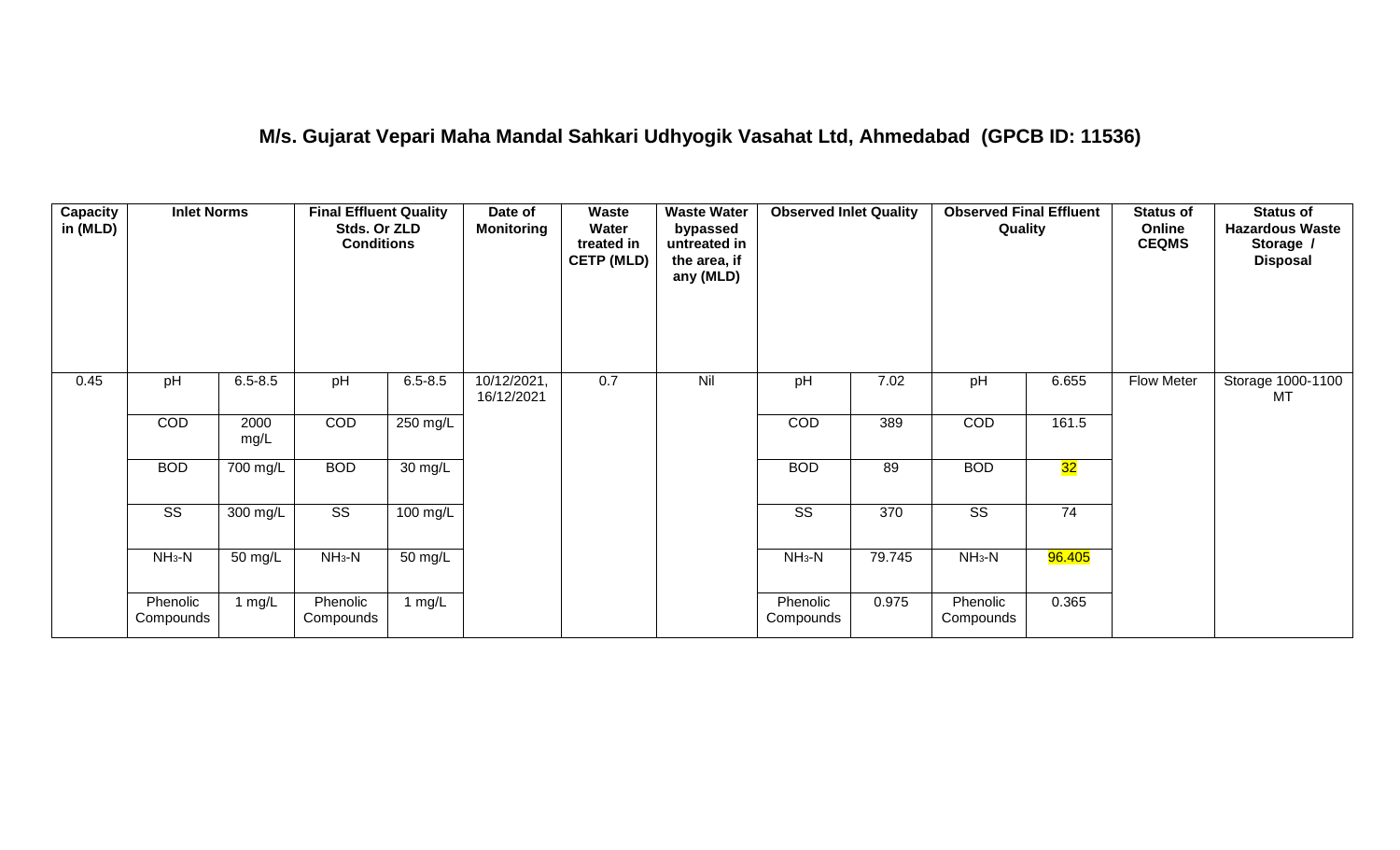## M/s. Gujarat Vepari Maha Mandal Sahkari Udhyogik Vasahat Ltd, Ahmedabad (GPCB ID: 11536)

| Capacity in (MLD) | Inlet Norms | | Final Effluent Quality Stds. Or ZLD Conditions | | Date of Monitoring | Waste Water treated in CETP (MLD) | Waste Water bypassed untreated in the area, if any (MLD) | Observed Inlet Quality | | Observed Final Effluent Quality | | Status of Online CEQMS | Status of Hazardous Waste Storage / Disposal |
|---|---|---|---|---|---|---|---|---|---|---|---|---|---|
| 0.45 | pH | 6.5-8.5 | pH | 6.5-8.5 | 10/12/2021, 16/12/2021 | 0.7 | Nil | pH | 7.02 | pH | 6.655 | Flow Meter | Storage 1000-1100 MT |
| | COD | 2000 mg/L | COD | 250 mg/L | | | | COD | 389 | COD | 161.5 | | |
| | BOD | 700 mg/L | BOD | 30 mg/L | | | | BOD | 89 | BOD | 32 | | |
| | SS | 300 mg/L | SS | 100 mg/L | | | | SS | 370 | SS | 74 | | |
| | $NH_3$-N | 50 mg/L | $NH_3$-N | 50 mg/L | | | | $NH_3$-N | 79.745 | $NH_3$-N | 96.405 | | |
| | Phenolic Compounds | 1 mg/L | Phenolic Compounds | 1 mg/L | | | | Phenolic Compounds | 0.975 | Phenolic Compounds | 0.365 | | |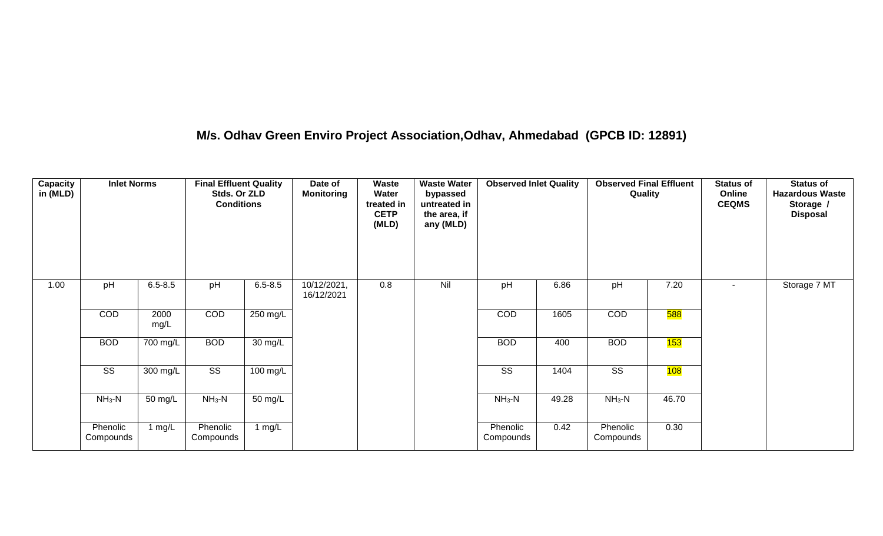## M/s. Odhav Green Enviro Project Association,Odhav, Ahmedabad (GPCB ID: 12891)

| Capacity in (MLD) | Inlet Norms | | Final Effluent Quality Stds. Or ZLD Conditions | | Date of Monitoring | Waste Water treated in CETP (MLD) | Waste Water bypassed untreated in the area, if any (MLD) | Observed Inlet Quality | | Observed Final Effluent Quality | | Status of Online CEQMS | Status of Hazardous Waste Storage / Disposal |
|---|---|---|---|---|---|---|---|---|---|---|---|---|---|
| 1.00 | pH | 6.5-8.5 | pH | 6.5-8.5 | 10/12/2021, 16/12/2021 | 0.8 | Nil | pH | 6.86 | pH | 7.20 | - | Storage 7 MT |
| | COD | 2000 mg/L | COD | 250 mg/L | | | | COD | 1605 | COD | 588 | | |
| | BOD | 700 mg/L | BOD | 30 mg/L | | | | BOD | 400 | BOD | 153 | | |
| | SS | 300 mg/L | SS | 100 mg/L | | | | SS | 1404 | SS | 108 | | |
| | $NH_3$-N | 50 mg/L | $NH_3$-N | 50 mg/L | | | | $NH_3$-N | 49.28 | $NH_3$-N | 46.70 | | |
| | Phenolic Compounds | 1 mg/L | Phenolic Compounds | 1 mg/L | | | | Phenolic Compounds | 0.42 | Phenolic Compounds | 0.30 | | |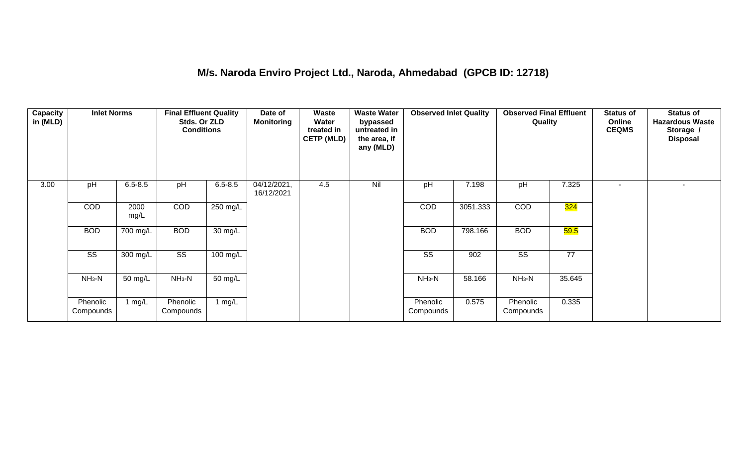## M/s. Naroda Enviro Project Ltd., Naroda, Ahmedabad (GPCB ID: 12718)

| Capacity in (MLD) | Inlet Norms | | Final Effluent Quality Stds. Or ZLD Conditions | | Date of Monitoring | Waste Water treated in CETP (MLD) | Waste Water bypassed untreated in the area, if any (MLD) | Observed Inlet Quality | | Observed Final Effluent Quality | | Status of Online CEQMS | Status of Hazardous Waste Storage / Disposal |
|---|---|---|---|---|---|---|---|---|---|---|---|---|---|
| 3.00 | pH | 6.5-8.5 | pH | 6.5-8.5 | 04/12/2021, 16/12/2021 | 4.5 | Nil | pH | 7.198 | pH | 7.325 | - | - |
| | COD | 2000 mg/L | COD | 250 mg/L | | | | COD | 3051.333 | COD | 324 | | |
| | BOD | 700 mg/L | BOD | 30 mg/L | | | | BOD | 798.166 | BOD | 59.5 | | |
| | SS | 300 mg/L | SS | 100 mg/L | | | | SS | 902 | SS | 77 | | |
| | $NH_3$-N | 50 mg/L | $NH_3$-N | 50 mg/L | | | | $NH_3$-N | 58.166 | $NH_3$-N | 35.645 | | |
| | Phenolic Compounds | 1 mg/L | Phenolic Compounds | 1 mg/L | | | | Phenolic Compounds | 0.575 | Phenolic Compounds | 0.335 | | |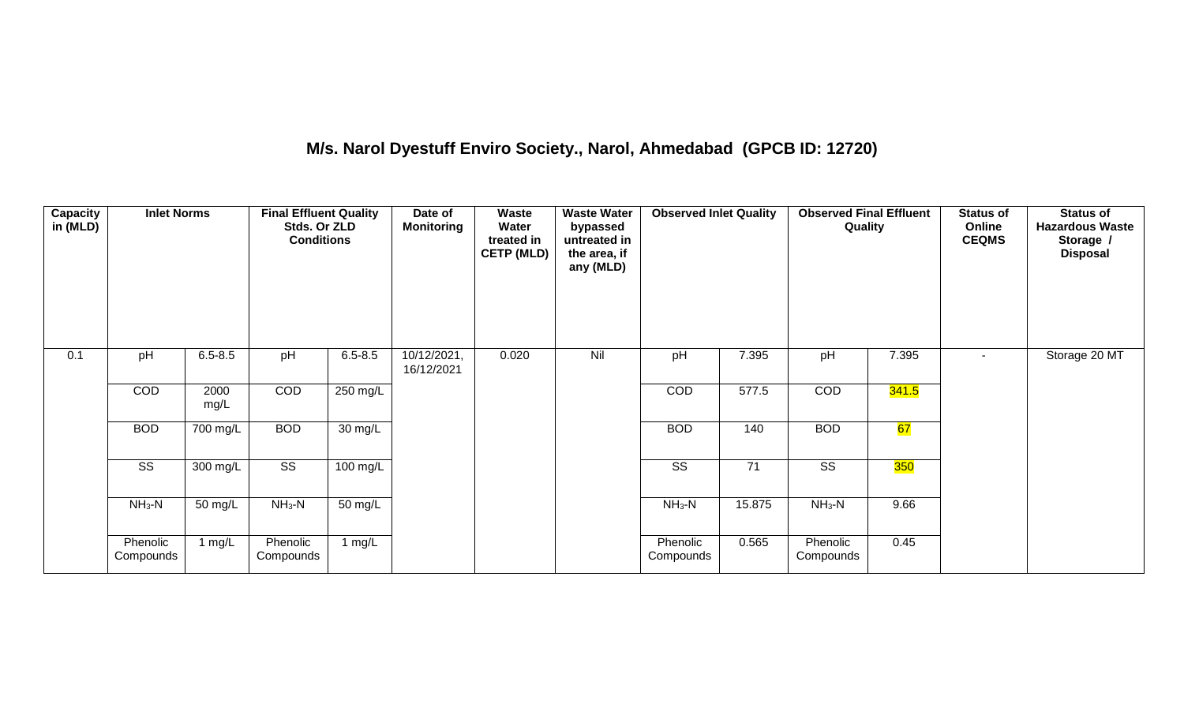## M/s. Narol Dyestuff Enviro Society., Narol, Ahmedabad (GPCB ID: 12720)

| Capacity in (MLD) | Inlet Norms | | Final Effluent Quality Stds. Or ZLD Conditions | | Date of Monitoring | Waste Water treated in CETP (MLD) | Waste Water bypassed untreated in the area, if any (MLD) | Observed Inlet Quality | | Observed Final Effluent Quality | | Status of Online CEQMS | Status of Hazardous Waste Storage / Disposal |
|---|---|---|---|---|---|---|---|---|---|---|---|---|---|
| 0.1 | pH | 6.5-8.5 | pH | 6.5-8.5 | 10/12/2021, 16/12/2021 | 0.020 | Nil | pH | 7.395 | pH | 7.395 | - | Storage 20 MT |
| | COD | 2000 mg/L | COD | 250 mg/L | | | | COD | 577.5 | COD | 341.5 | | |
| | BOD | 700 mg/L | BOD | 30 mg/L | | | | BOD | 140 | BOD | 67 | | |
| | SS | 300 mg/L | SS | 100 mg/L | | | | SS | 71 | SS | 350 | | |
| | $NH_3$-N | 50 mg/L | $NH_3$-N | 50 mg/L | | | | $NH_3$-N | 15.875 | $NH_3$-N | 9.66 | | |
| | Phenolic Compounds | 1 mg/L | Phenolic Compounds | 1 mg/L | | | | Phenolic Compounds | 0.565 | Phenolic Compounds | 0.45 | | |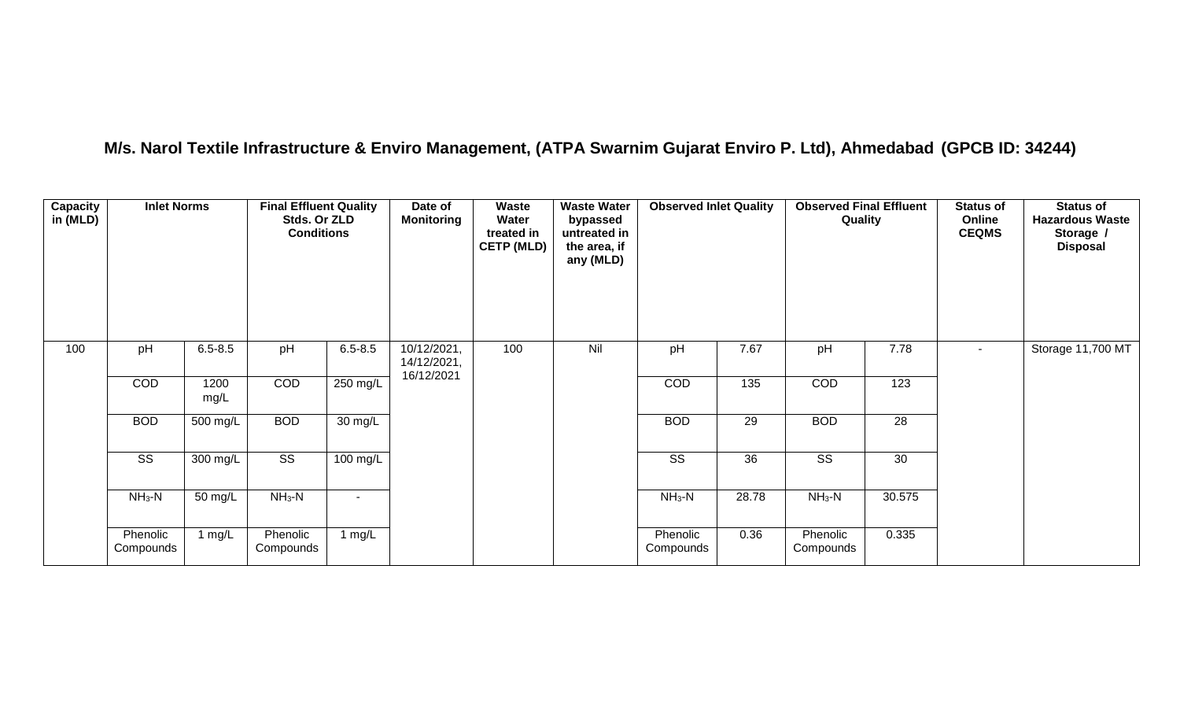**M/s. Narol Textile Infrastructure & Enviro Management, (ATPA Swarnim Gujarat Enviro P. Ltd), Ahmedabad (GPCB ID: 34244)**

| Capacity in (MLD) | Inlet Norms | | Final Effluent Quality Stds. Or ZLD Conditions | | Date of Monitoring | Waste Water treated in CETP (MLD) | Waste Water bypassed untreated in the area, if any (MLD) | Observed Inlet Quality | | Observed Final Effluent Quality | | Status of Online CEQMS | Status of Hazardous Waste Storage / Disposal |
|---|---|---|---|---|---|---|---|---|---|---|---|---|---|
| 100 | pH | 6.5-8.5 | pH | 6.5-8.5 | 10/12/2021, 14/12/2021, 16/12/2021 | 100 | Nil | pH | 7.67 | pH | 7.78 | - | Storage 11,700 MT |
| | COD | 1200 mg/L | COD | 250 mg/L | | | | COD | 135 | COD | 123 | | |
| | BOD | 500 mg/L | BOD | 30 mg/L | | | | BOD | 29 | BOD | 28 | | |
| | SS | 300 mg/L | SS | 100 mg/L | | | | SS | 36 | SS | 30 | | |
| | $NH_3$-N | 50 mg/L | $NH_3$-N | - | | | | $NH_3$-N | 28.78 | $NH_3$-N | 30.575 | | |
| | Phenolic Compounds | 1 mg/L | Phenolic Compounds | 1 mg/L | | | | Phenolic Compounds | 0.36 | Phenolic Compounds | 0.335 | | |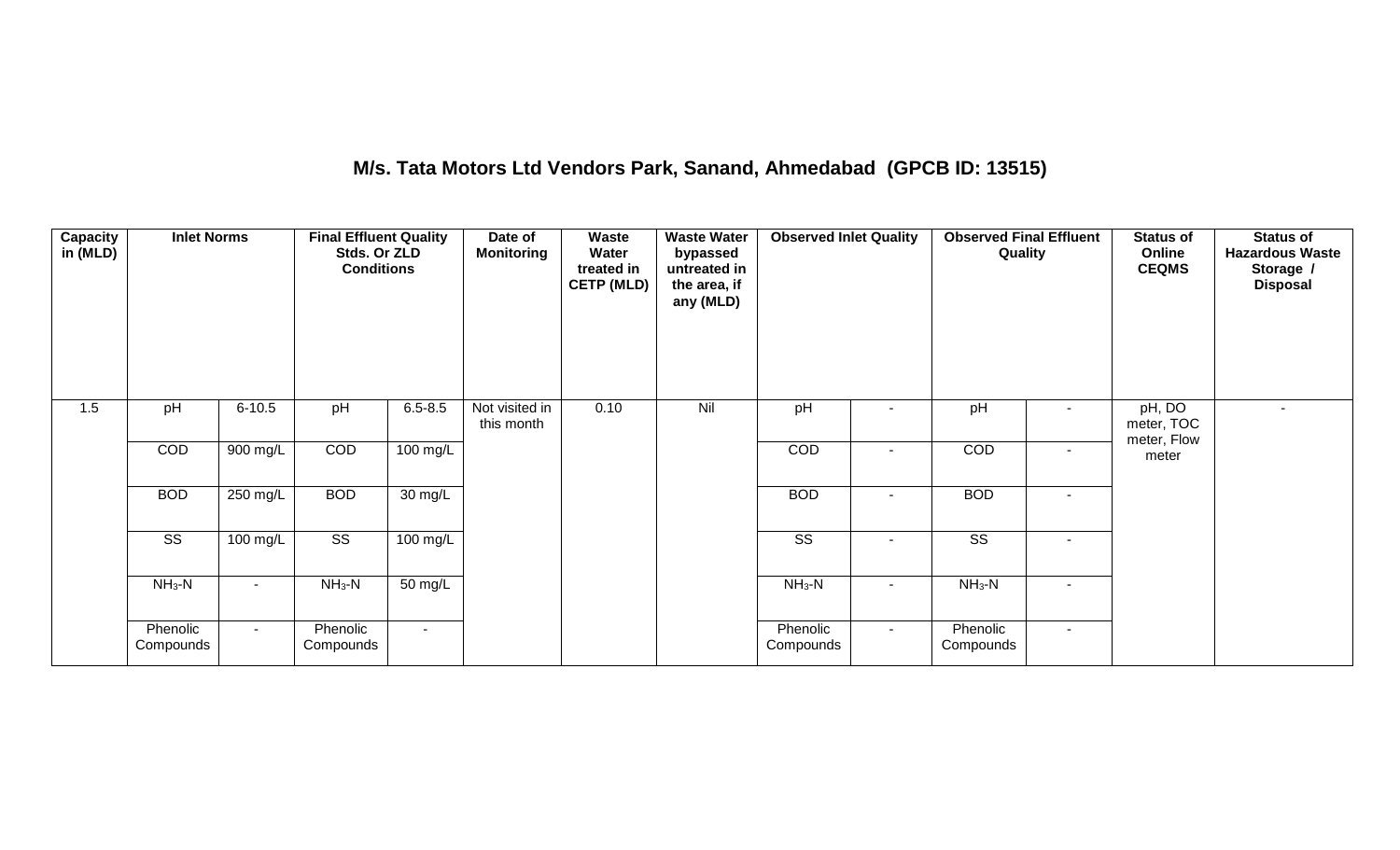## M/s. Tata Motors Ltd Vendors Park, Sanand, Ahmedabad (GPCB ID: 13515)

| Capacity in (MLD) | Inlet Norms | | Final Effluent Quality Stds. Or ZLD Conditions | | Date of Monitoring | Waste Water treated in CETP (MLD) | Waste Water bypassed untreated in the area, if any (MLD) | Observed Inlet Quality | | Observed Final Effluent Quality | | Status of Online CEQMS | Status of Hazardous Waste Storage / Disposal |
|---|---|---|---|---|---|---|---|---|---|---|---|---|---|
| 1.5 | pH | 6-10.5 | pH | 6.5-8.5 | Not visited in this month | 0.10 | Nil | pH | - | pH | - | pH, DO meter, TOC meter, Flow meter | - |
| | COD | 900 mg/L | COD | 100 mg/L | | | | COD | - | COD | - | | |
| | BOD | 250 mg/L | BOD | 30 mg/L | | | | BOD | - | BOD | - | | |
| | SS | 100 mg/L | SS | 100 mg/L | | | | SS | - | SS | - | | |
| | $NH_3$-N | - | $NH_3$-N | 50 mg/L | | | | $NH_3$-N | - | $NH_3$-N | - | | |
| | Phenolic Compounds | - | Phenolic Compounds | - | | | | Phenolic Compounds | - | Phenolic Compounds | - | | |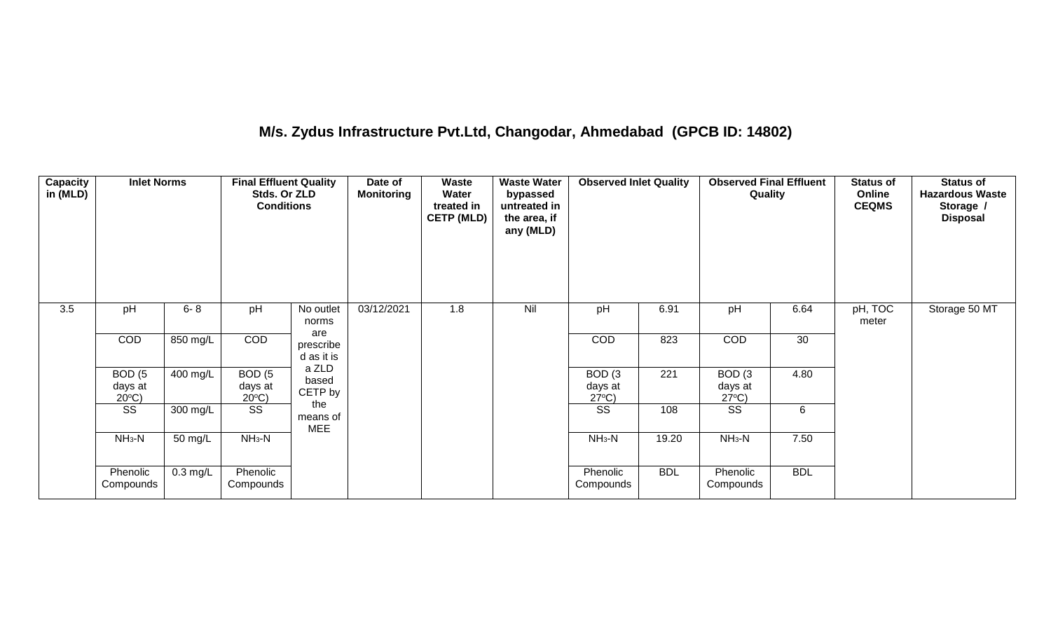# M/s. Zydus Infrastructure Pvt.Ltd, Changodar, Ahmedabad (GPCB ID: 14802)

| Capacity in (MLD) | Inlet Norms | | Final Effluent Quality Stds. Or ZLD Conditions | | Date of Monitoring | Waste Water treated in CETP (MLD) | Waste Water bypassed untreated in the area, if any (MLD) | Observed Inlet Quality | | Observed Final Effluent Quality | | Status of Online CEQMS | Status of Hazardous Waste Storage / Disposal |
|---|---|---|---|---|---|---|---|---|---|---|---|---|---|
| 3.5 | pH | 6- 8 | pH | No outlet norms are prescribed as it is a ZLD based CETP by the means of MEE | 03/12/2021 | 1.8 | Nil | pH | 6.91 | pH | 6.64 | pH, TOC meter | Storage 50 MT |
| | COD | 850 mg/L | COD | | | | | COD | 823 | COD | 30 | | |
| | BOD (5 days at 20°C) | 400 mg/L | BOD (5 days at 20°C) | | | | | BOD (3 days at 27°C) | 221 | BOD (3 days at 27°C) | 4.80 | | |
| | SS | 300 mg/L | SS | | | | | SS | 108 | SS | 6 | | |
| | $NH_3$-N | 50 mg/L | $NH_3$-N | | | | | $NH_3$-N | 19.20 | $NH_3$-N | 7.50 | | |
| | Phenolic Compounds | 0.3 mg/L | Phenolic Compounds | | | | | Phenolic Compounds | BDL | Phenolic Compounds | BDL | | |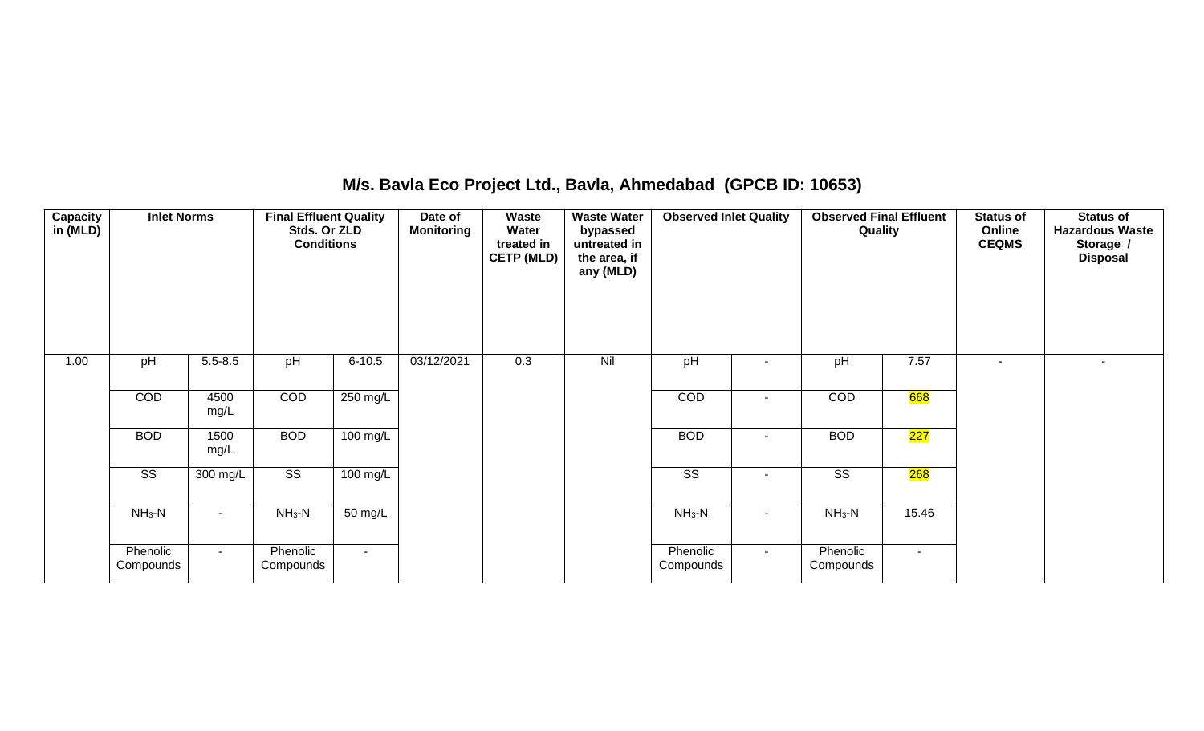## M/s. Bavla Eco Project Ltd., Bavla, Ahmedabad (GPCB ID: 10653)

| Capacity in (MLD) | Inlet Norms | | Final Effluent Quality Stds. Or ZLD Conditions | | Date of Monitoring | Waste Water treated in CETP (MLD) | Waste Water bypassed untreated in the area, if any (MLD) | Observed Inlet Quality | | Observed Final Effluent Quality | | Status of Online CEQMS | Status of Hazardous Waste Storage / Disposal |
|---|---|---|---|---|---|---|---|---|---|---|---|---|---|
| 1.00 | pH | 5.5-8.5 | pH | 6-10.5 | 03/12/2021 | 0.3 | Nil | pH | - | pH | 7.57 | - | - |
| | COD | 4500 mg/L | COD | 250 mg/L | | | | COD | - | COD | 668 | | |
| | BOD | 1500 mg/L | BOD | 100 mg/L | | | | BOD | - | BOD | 227 | | |
| | SS | 300 mg/L | SS | 100 mg/L | | | | SS | - | SS | 268 | | |
| | $NH_3$-N | - | $NH_3$-N | 50 mg/L | | | | $NH_3$-N | - | $NH_3$-N | 15.46 | | |
| | Phenolic Compounds | - | Phenolic Compounds | - | | | | Phenolic Compounds | - | Phenolic Compounds | - | | |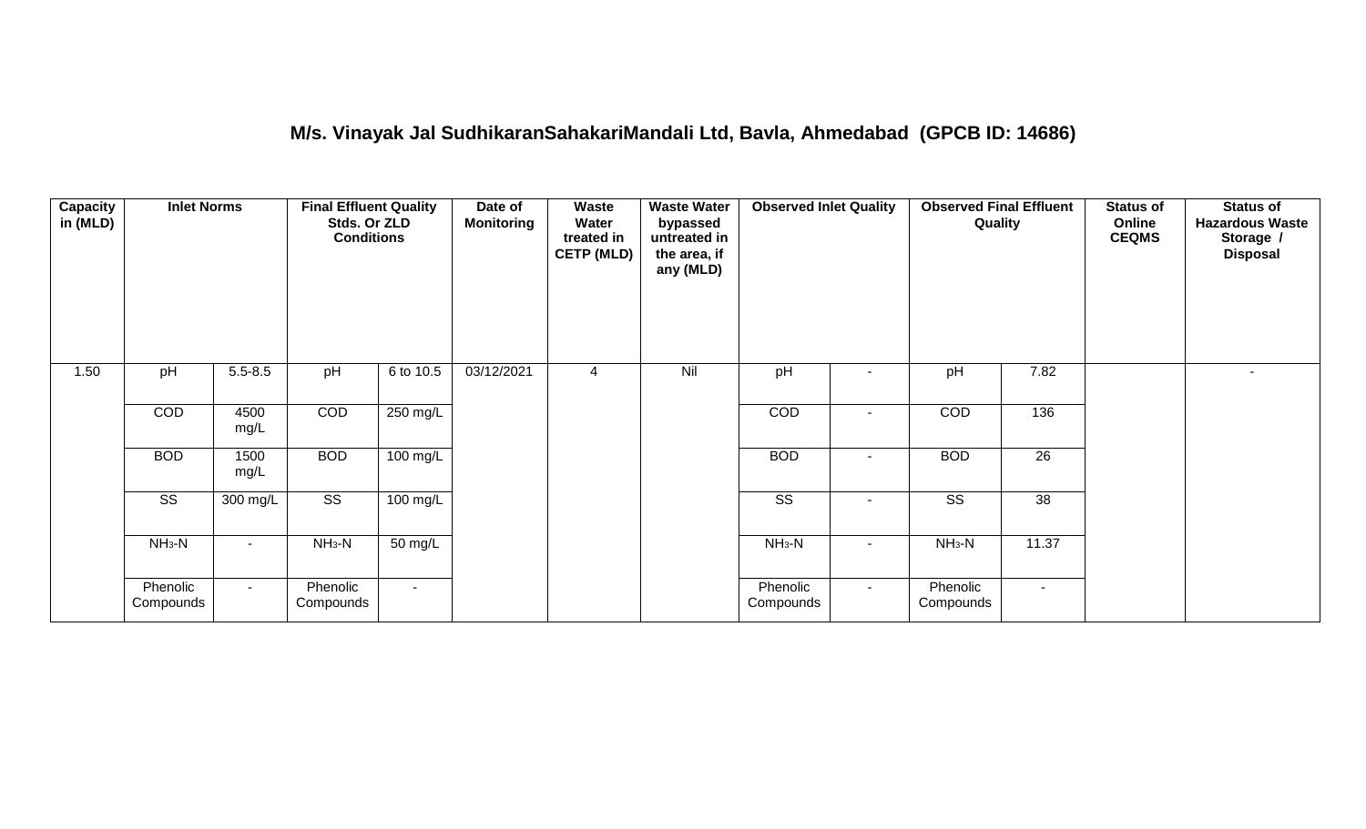## M/s. Vinayak Jal SudhikaranSahakariMandali Ltd, Bavla, Ahmedabad (GPCB ID: 14686)

| Capacity in (MLD) | Inlet Norms | | Final Effluent Quality Stds. Or ZLD Conditions | | Date of Monitoring | Waste Water treated in CETP (MLD) | Waste Water bypassed untreated in the area, if any (MLD) | Observed Inlet Quality | | Observed Final Effluent Quality | | Status of Online CEQMS | Status of Hazardous Waste Storage / Disposal |
|---|---|---|---|---|---|---|---|---|---|---|---|---|---|
| 1.50 | pH | 5.5-8.5 | pH | 6 to 10.5 | 03/12/2021 | 4 | Nil | pH | - | pH | 7.82 | | - |
| | COD | 4500 mg/L | COD | 250 mg/L | | | | COD | - | COD | 136 | | |
| | BOD | 1500 mg/L | BOD | 100 mg/L | | | | BOD | - | BOD | 26 | | |
| | SS | 300 mg/L | SS | 100 mg/L | | | | SS | - | SS | 38 | | |
| | $NH_3$-N | - | $NH_3$-N | 50 mg/L | | | | $NH_3$-N | - | $NH_3$-N | 11.37 | | |
| | Phenolic Compounds | - | Phenolic Compounds | - | | | | Phenolic Compounds | - | Phenolic Compounds | - | | |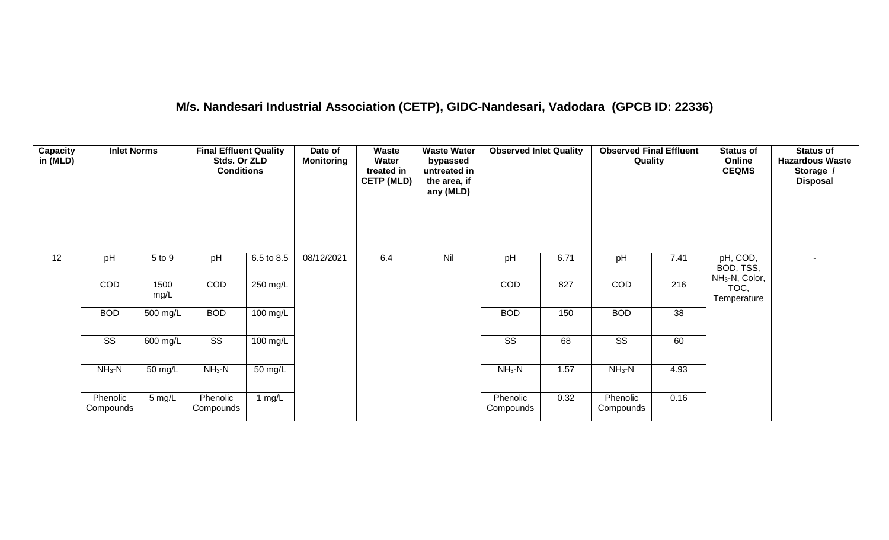## M/s. Nandesari Industrial Association (CETP), GIDC-Nandesari, Vadodara (GPCB ID: 22336)

| Capacity in (MLD) | Inlet Norms | | Final Effluent Quality Stds. Or ZLD Conditions | | Date of Monitoring | Waste Water treated in CETP (MLD) | Waste Water bypassed untreated in the area, if any (MLD) | Observed Inlet Quality | | Observed Final Effluent Quality | | Status of Online CEQMS | Status of Hazardous Waste Storage / Disposal |
|---|---|---|---|---|---|---|---|---|---|---|---|---|---|
| 12 | pH | 5 to 9 | pH | 6.5 to 8.5 | 08/12/2021 | 6.4 | Nil | pH | 6.71 | pH | 7.41 | pH, COD, BOD, TSS, $NH_3$-N, Color, TOC, Temperature | - |
| | COD | 1500 mg/L | COD | 250 mg/L | | | | COD | 827 | COD | 216 | | |
| | BOD | 500 mg/L | BOD | 100 mg/L | | | | BOD | 150 | BOD | 38 | | |
| | SS | 600 mg/L | SS | 100 mg/L | | | | SS | 68 | SS | 60 | | |
| | $NH_3$-N | 50 mg/L | $NH_3$-N | 50 mg/L | | | | $NH_3$-N | 1.57 | $NH_3$-N | 4.93 | | |
| | Phenolic Compounds | 5 mg/L | Phenolic Compounds | 1 mg/L | | | | Phenolic Compounds | 0.32 | Phenolic Compounds | 0.16 | | |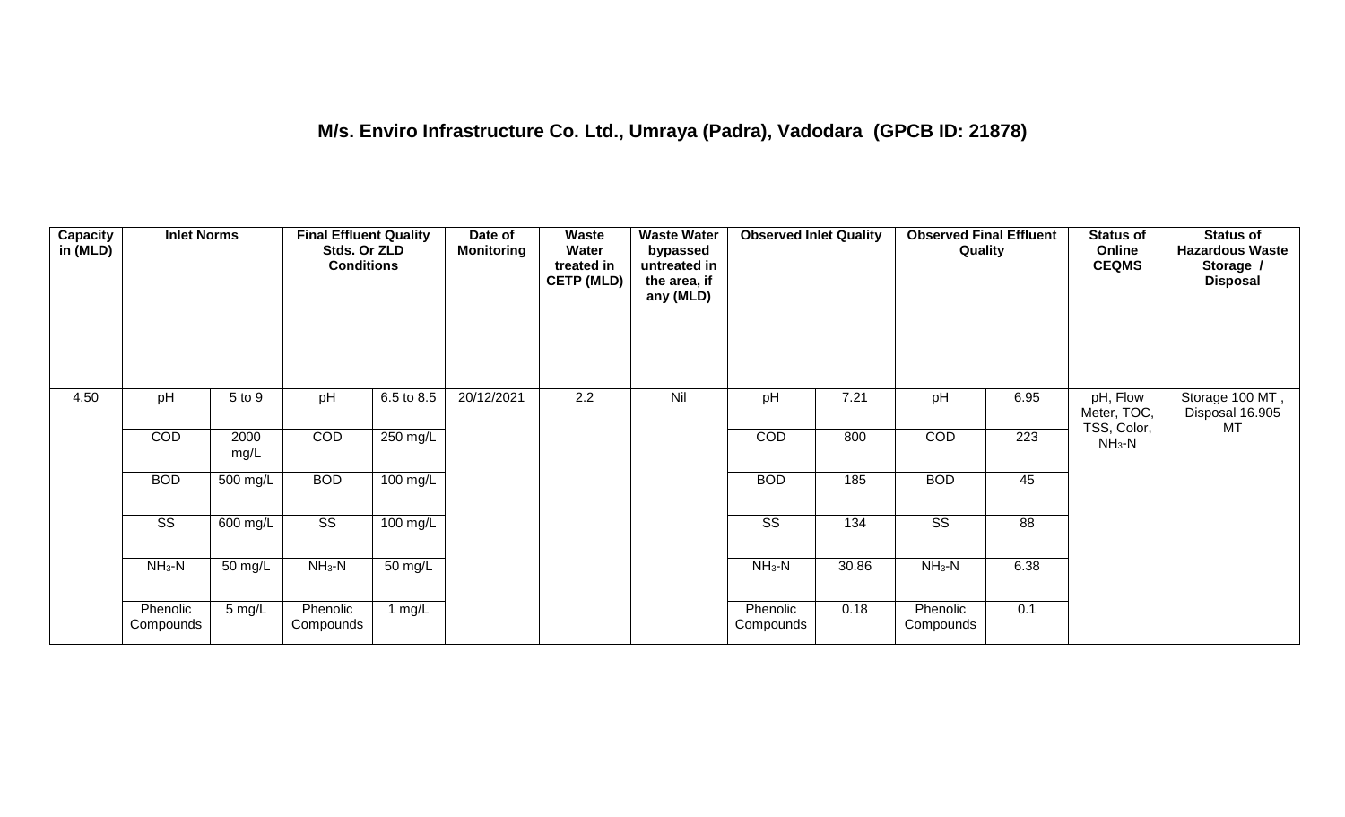# M/s. Enviro Infrastructure Co. Ltd., Umraya (Padra), Vadodara (GPCB ID: 21878)

| Capacity in (MLD) | Inlet Norms | | Final Effluent Quality Stds. Or ZLD Conditions | | Date of Monitoring | Waste Water treated in CETP (MLD) | Waste Water bypassed untreated in the area, if any (MLD) | Observed Inlet Quality | | Observed Final Effluent Quality | | Status of Online CEQMS | Status of Hazardous Waste Storage / Disposal |
|---|---|---|---|---|---|---|---|---|---|---|---|---|---|
| 4.50 | pH | 5 to 9 | pH | 6.5 to 8.5 | 20/12/2021 | 2.2 | Nil | pH | 7.21 | pH | 6.95 | pH, Flow Meter, TOC, TSS, Color, $NH_3$-N | Storage 100 MT , Disposal 16.905 MT |
| | COD | 2000 mg/L | COD | 250 mg/L | | | | COD | 800 | COD | 223 | | |
| | BOD | 500 mg/L | BOD | 100 mg/L | | | | BOD | 185 | BOD | 45 | | |
| | SS | 600 mg/L | SS | 100 mg/L | | | | SS | 134 | SS | 88 | | |
| | $NH_3$-N | 50 mg/L | $NH_3$-N | 50 mg/L | | | | $NH_3$-N | 30.86 | $NH_3$-N | 6.38 | | |
| | Phenolic Compounds | 5 mg/L | Phenolic Compounds | 1 mg/L | | | | Phenolic Compounds | 0.18 | Phenolic Compounds | 0.1 | | |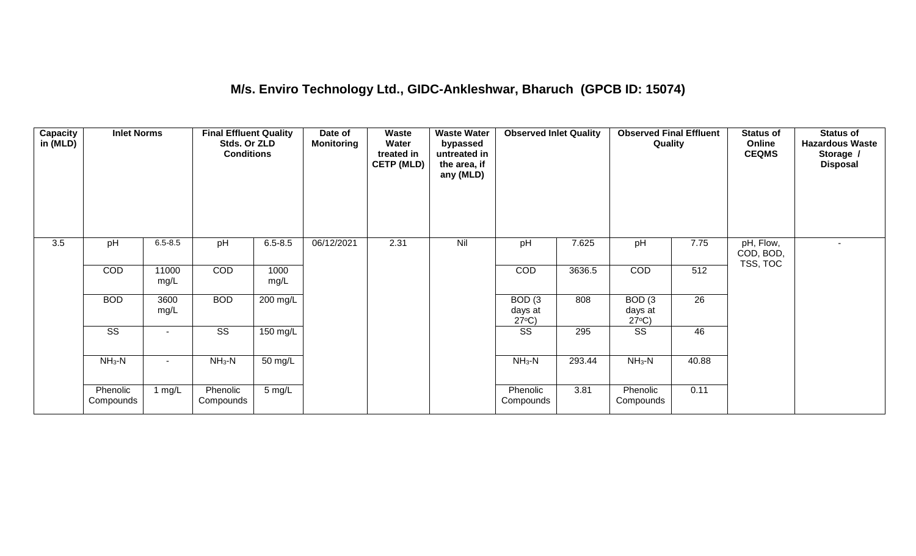# M/s. Enviro Technology Ltd., GIDC-Ankleshwar, Bharuch (GPCB ID: 15074)

| Capacity in (MLD) | Inlet Norms | | Final Effluent Quality Stds. Or ZLD Conditions | | Date of Monitoring | Waste Water treated in CETP (MLD) | Waste Water bypassed untreated in the area, if any (MLD) | Observed Inlet Quality | | Observed Final Effluent Quality | | Status of Online CEQMS | Status of Hazardous Waste Storage / Disposal |
|---|---|---|---|---|---|---|---|---|---|---|---|---|---|
| 3.5 | pH | 6.5-8.5 | pH | 6.5-8.5 | 06/12/2021 | 2.31 | Nil | pH | 7.625 | pH | 7.75 | pH, Flow, COD, BOD, TSS, TOC | - |
| | COD | 11000 mg/L | COD | 1000 mg/L | | | | COD | 3636.5 | COD | 512 | | |
| | BOD | 3600 mg/L | BOD | 200 mg/L | | | | BOD (3 days at 27°C) | 808 | BOD (3 days at 27°C) | 26 | | |
| | SS | - | SS | 150 mg/L | | | | SS | 295 | SS | 46 | | |
| | $NH_3$-N | - | $NH_3$-N | 50 mg/L | | | | $NH_3$-N | 293.44 | $NH_3$-N | 40.88 | | |
| | Phenolic Compounds | 1 mg/L | Phenolic Compounds | 5 mg/L | | | | Phenolic Compounds | 3.81 | Phenolic Compounds | 0.11 | | |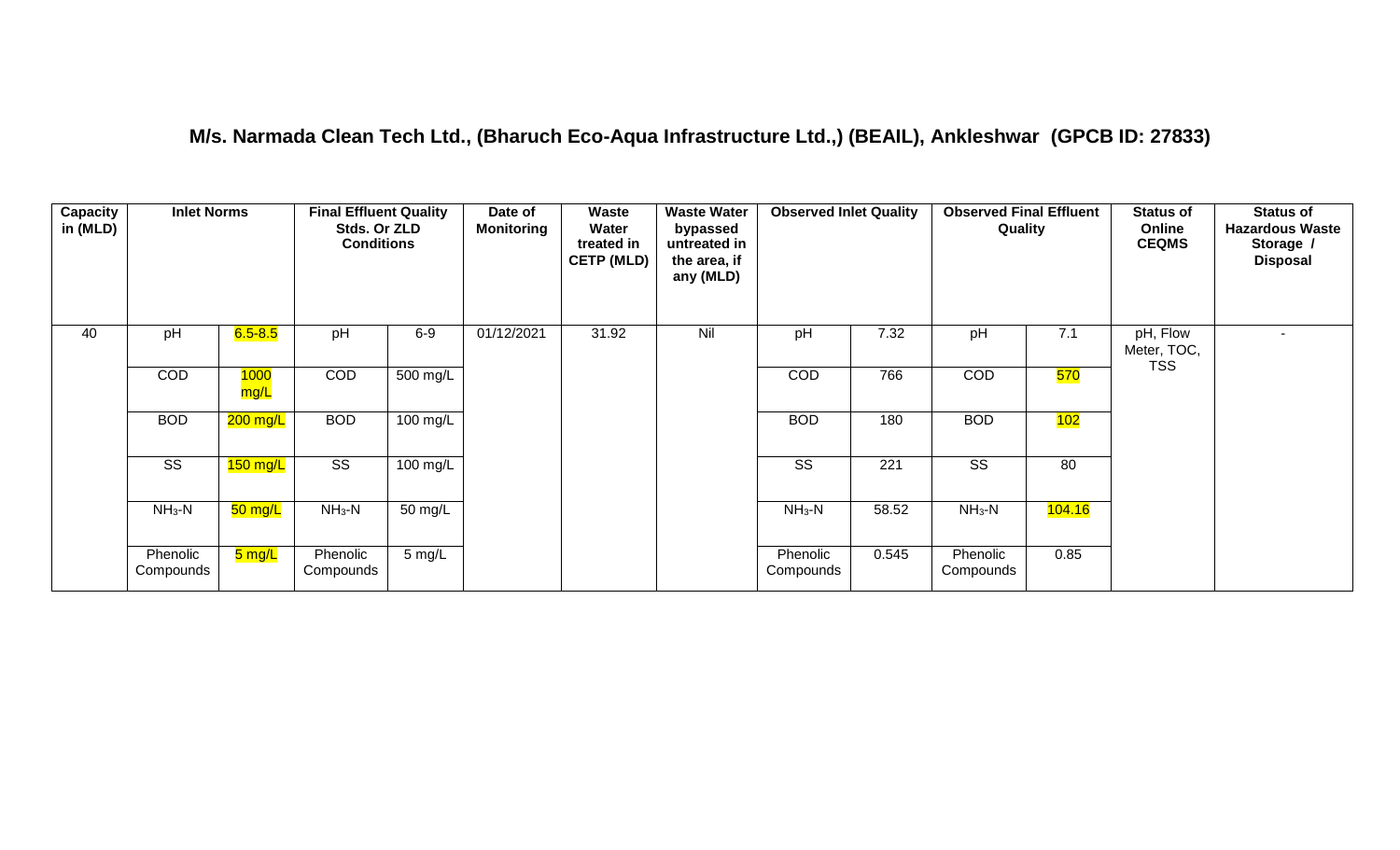## M/s. Narmada Clean Tech Ltd., (Bharuch Eco-Aqua Infrastructure Ltd.,) (BEAIL), Ankleshwar (GPCB ID: 27833)

| Capacity in (MLD) | Inlet Norms | | Final Effluent Quality Stds. Or ZLD Conditions | | Date of Monitoring | Waste Water treated in CETP (MLD) | Waste Water bypassed untreated in the area, if any (MLD) | Observed Inlet Quality | | Observed Final Effluent Quality | | Status of Online CEQMS | Status of Hazardous Waste Storage / Disposal |
|---|---|---|---|---|---|---|---|---|---|---|---|---|---|
| 40 | pH | 6.5-8.5 | pH | 6-9 | 01/12/2021 | 31.92 | Nil | pH | 7.32 | pH | 7.1 | pH, Flow Meter, TOC, TSS | - |
| | COD | 1000 mg/L | COD | 500 mg/L | | | | COD | 766 | COD | 570 | | |
| | BOD | 200 mg/L | BOD | 100 mg/L | | | | BOD | 180 | BOD | 102 | | |
| | SS | 150 mg/L | SS | 100 mg/L | | | | SS | 221 | SS | 80 | | |
| | $NH_3$-N | 50 mg/L | $NH_3$-N | 50 mg/L | | | | $NH_3$-N | 58.52 | $NH_3$-N | 104.16 | | |
| | Phenolic Compounds | 5 mg/L | Phenolic Compounds | 5 mg/L | | | | Phenolic Compounds | 0.545 | Phenolic Compounds | 0.85 | | |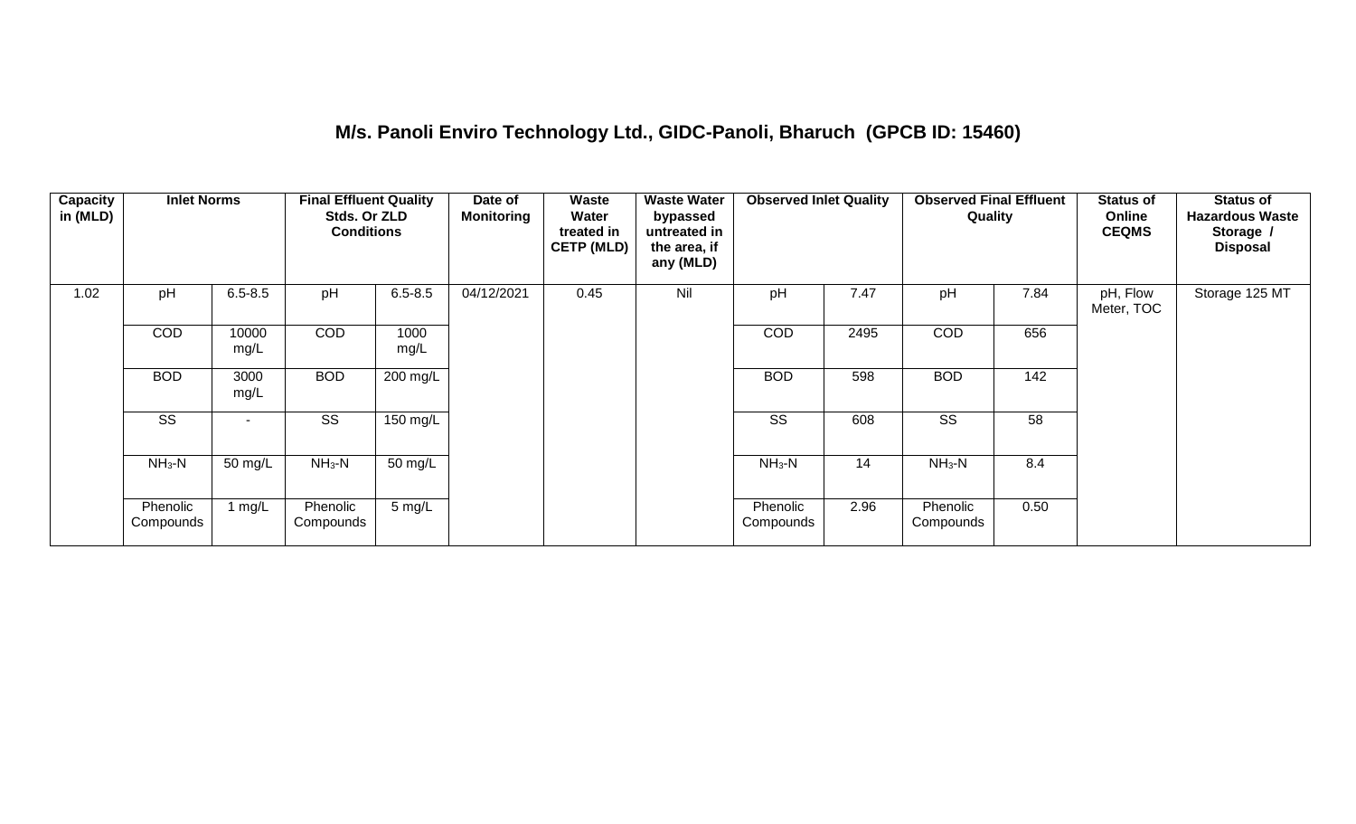## M/s. Panoli Enviro Technology Ltd., GIDC-Panoli, Bharuch (GPCB ID: 15460)

| Capacity in (MLD) | Inlet Norms | | Final Effluent Quality Stds. Or ZLD Conditions | | Date of Monitoring | Waste Water treated in CETP (MLD) | Waste Water bypassed untreated in the area, if any (MLD) | Observed Inlet Quality | | Observed Final Effluent Quality | | Status of Online CEQMS | Status of Hazardous Waste Storage / Disposal |
|---|---|---|---|---|---|---|---|---|---|---|---|---|---|
| 1.02 | pH | 6.5-8.5 | pH | 6.5-8.5 | 04/12/2021 | 0.45 | Nil | pH | 7.47 | pH | 7.84 | pH, Flow Meter, TOC | Storage 125 MT |
| | COD | 10000 mg/L | COD | 1000 mg/L | | | | COD | 2495 | COD | 656 | | |
| | BOD | 3000 mg/L | BOD | 200 mg/L | | | | BOD | 598 | BOD | 142 | | |
| | SS | - | SS | 150 mg/L | | | | SS | 608 | SS | 58 | | |
| | $NH_3$-N | 50 mg/L | $NH_3$-N | 50 mg/L | | | | $NH_3$-N | 14 | $NH_3$-N | 8.4 | | |
| | Phenolic Compounds | 1 mg/L | Phenolic Compounds | 5 mg/L | | | | Phenolic Compounds | 2.96 | Phenolic Compounds | 0.50 | | |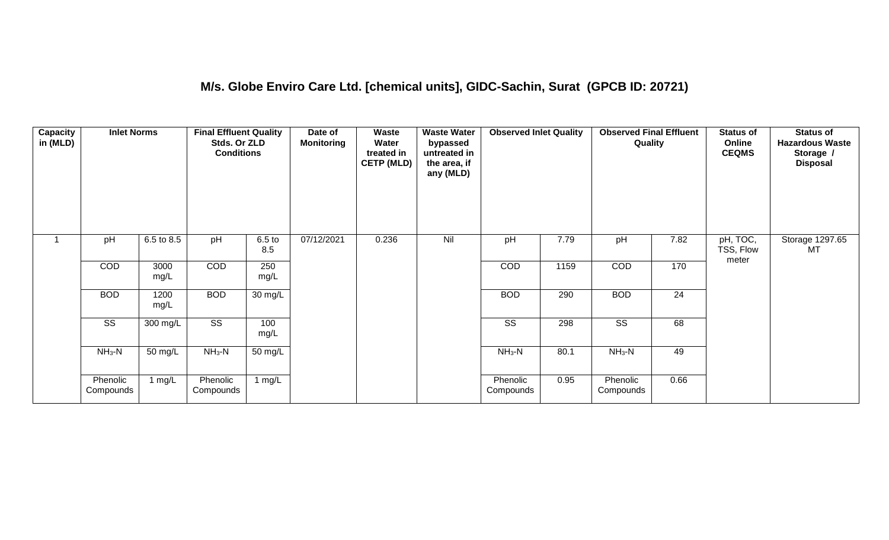## M/s. Globe Enviro Care Ltd. [chemical units], GIDC-Sachin, Surat (GPCB ID: 20721)

| Capacity in (MLD) | Inlet Norms | | Final Effluent Quality Stds. Or ZLD Conditions | | Date of Monitoring | Waste Water treated in CETP (MLD) | Waste Water bypassed untreated in the area, if any (MLD) | Observed Inlet Quality | | Observed Final Effluent Quality | | Status of Online CEQMS | Status of Hazardous Waste Storage / Disposal |
|---|---|---|---|---|---|---|---|---|---|---|---|---|---|
| 1 | pH | 6.5 to 8.5 | pH | 6.5 to 8.5 | 07/12/2021 | 0.236 | Nil | pH | 7.79 | pH | 7.82 | pH, TOC, TSS, Flow meter | Storage 1297.65 MT |
| | COD | 3000 mg/L | COD | 250 mg/L | | | | COD | 1159 | COD | 170 | | |
| | BOD | 1200 mg/L | BOD | 30 mg/L | | | | BOD | 290 | BOD | 24 | | |
| | SS | 300 mg/L | SS | 100 mg/L | | | | SS | 298 | SS | 68 | | |
| | $NH_3$-N | 50 mg/L | $NH_3$-N | 50 mg/L | | | | $NH_3$-N | 80.1 | $NH_3$-N | 49 | | |
| | Phenolic Compounds | 1 mg/L | Phenolic Compounds | 1 mg/L | | | | Phenolic Compounds | 0.95 | Phenolic Compounds | 0.66 | | |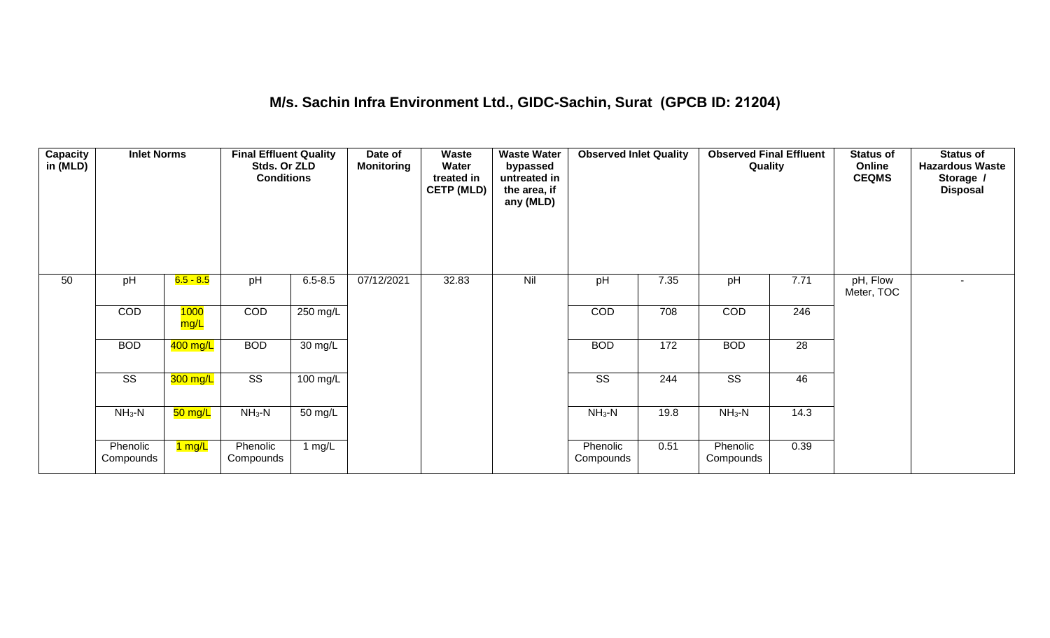# M/s. Sachin Infra Environment Ltd., GIDC-Sachin, Surat (GPCB ID: 21204)

| Capacity in (MLD) | Inlet Norms | | Final Effluent Quality Stds. Or ZLD Conditions | | Date of Monitoring | Waste Water treated in CETP (MLD) | Waste Water bypassed untreated in the area, if any (MLD) | Observed Inlet Quality | | Observed Final Effluent Quality | | Status of Online CEQMS | Status of Hazardous Waste Storage / Disposal |
|---|---|---|---|---|---|---|---|---|---|---|---|---|---|
| 50 | pH | 6.5 - 8.5 | pH | 6.5-8.5 | 07/12/2021 | 32.83 | Nil | pH | 7.35 | pH | 7.71 | pH, Flow Meter, TOC | - |
| | COD | 1000 mg/L | COD | 250 mg/L | | | | COD | 708 | COD | 246 | | |
| | BOD | 400 mg/L | BOD | 30 mg/L | | | | BOD | 172 | BOD | 28 | | |
| | SS | 300 mg/L | SS | 100 mg/L | | | | SS | 244 | SS | 46 | | |
| | $NH_3$-N | 50 mg/L | $NH_3$-N | 50 mg/L | | | | $NH_3$-N | 19.8 | $NH_3$-N | 14.3 | | |
| | Phenolic Compounds | 1 mg/L | Phenolic Compounds | 1 mg/L | | | | Phenolic Compounds | 0.51 | Phenolic Compounds | 0.39 | | |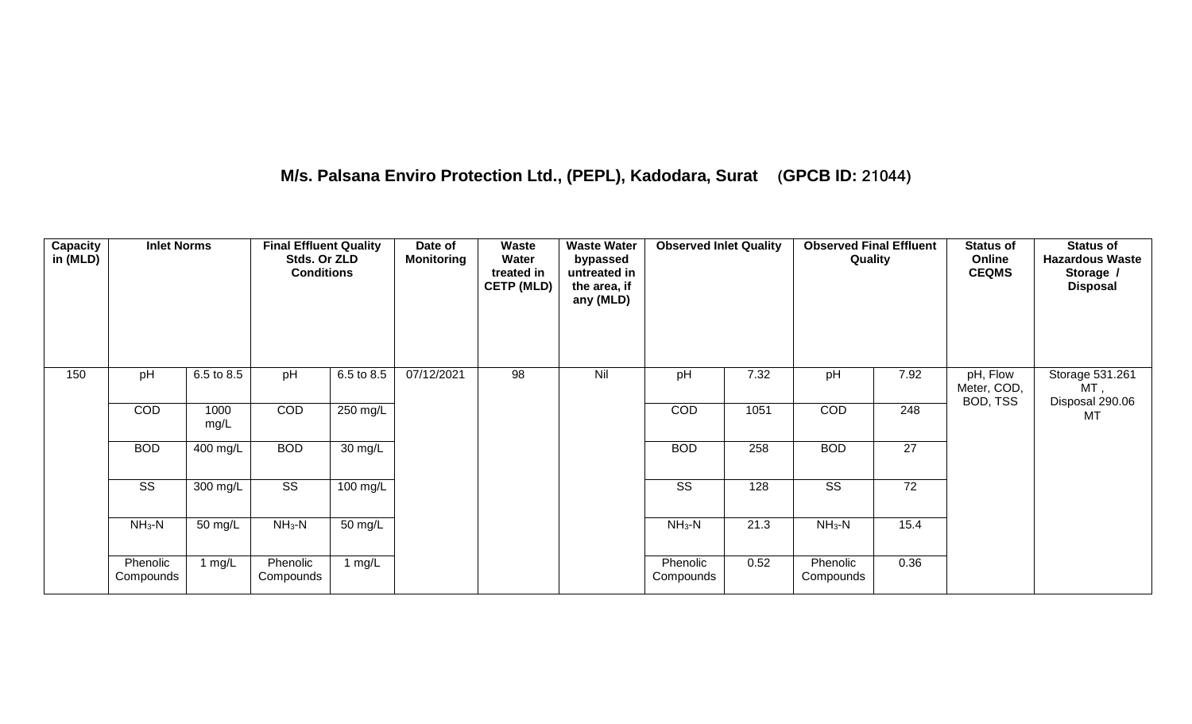## M/s. Palsana Enviro Protection Ltd., (PEPL), Kadodara, Surat (GPCB ID: 21044)

| Capacity in (MLD) | Inlet Norms | | Final Effluent Quality Stds. Or ZLD Conditions | | Date of Monitoring | Waste Water treated in CETP (MLD) | Waste Water bypassed untreated in the area, if any (MLD) | Observed Inlet Quality | | Observed Final Effluent Quality | | Status of Online CEQMS | Status of Hazardous Waste Storage / Disposal |
|---|---|---|---|---|---|---|---|---|---|---|---|---|---|
| 150 | pH | 6.5 to 8.5 | pH | 6.5 to 8.5 | 07/12/2021 | 98 | Nil | pH | 7.32 | pH | 7.92 | pH, Flow Meter, COD, BOD, TSS | Storage 531.261 MT, Disposal 290.06 MT |
| | COD | 1000 mg/L | COD | 250 mg/L | | | | COD | 1051 | COD | 248 | | |
| | BOD | 400 mg/L | BOD | 30 mg/L | | | | BOD | 258 | BOD | 27 | | |
| | SS | 300 mg/L | SS | 100 mg/L | | | | SS | 128 | SS | 72 | | |
| | $NH_3$-N | 50 mg/L | $NH_3$-N | 50 mg/L | | | | $NH_3$-N | 21.3 | $NH_3$-N | 15.4 | | |
| | Phenolic Compounds | 1 mg/L | Phenolic Compounds | 1 mg/L | | | | Phenolic Compounds | 0.52 | Phenolic Compounds | 0.36 | | |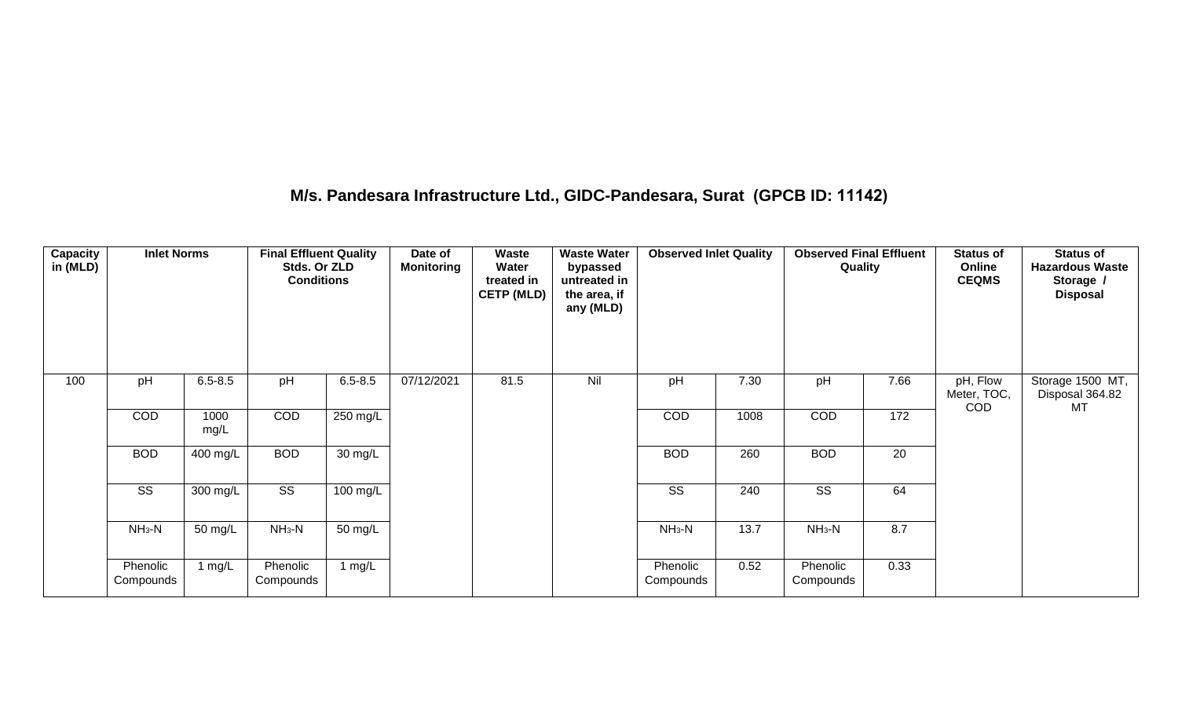## M/s. Pandesara Infrastructure Ltd., GIDC-Pandesara, Surat (GPCB ID: 11142)

| Capacity in (MLD) | Inlet Norms | | Final Effluent Quality Stds. Or ZLD Conditions | | Date of Monitoring | Waste Water treated in CETP (MLD) | Waste Water bypassed untreated in the area, if any (MLD) | Observed Inlet Quality | | Observed Final Effluent Quality | | Status of Online CEQMS | Status of Hazardous Waste Storage / Disposal |
|---|---|---|---|---|---|---|---|---|---|---|---|---|---|
| 100 | pH | 6.5-8.5 | pH | 6.5-8.5 | 07/12/2021 | 81.5 | Nil | pH | 7.30 | pH | 7.66 | pH, Flow Meter, TOC, COD | Storage 1500 MT, Disposal 364.82 MT |
| | COD | 1000 mg/L | COD | 250 mg/L | | | | COD | 1008 | COD | 172 | | |
| | BOD | 400 mg/L | BOD | 30 mg/L | | | | BOD | 260 | BOD | 20 | | |
| | SS | 300 mg/L | SS | 100 mg/L | | | | SS | 240 | SS | 64 | | |
| | $NH_3$-N | 50 mg/L | $NH_3$-N | 50 mg/L | | | | $NH_3$-N | 13.7 | $NH_3$-N | 8.7 | | |
| | Phenolic Compounds | 1 mg/L | Phenolic Compounds | 1 mg/L | | | | Phenolic Compounds | 0.52 | Phenolic Compounds | 0.33 | | |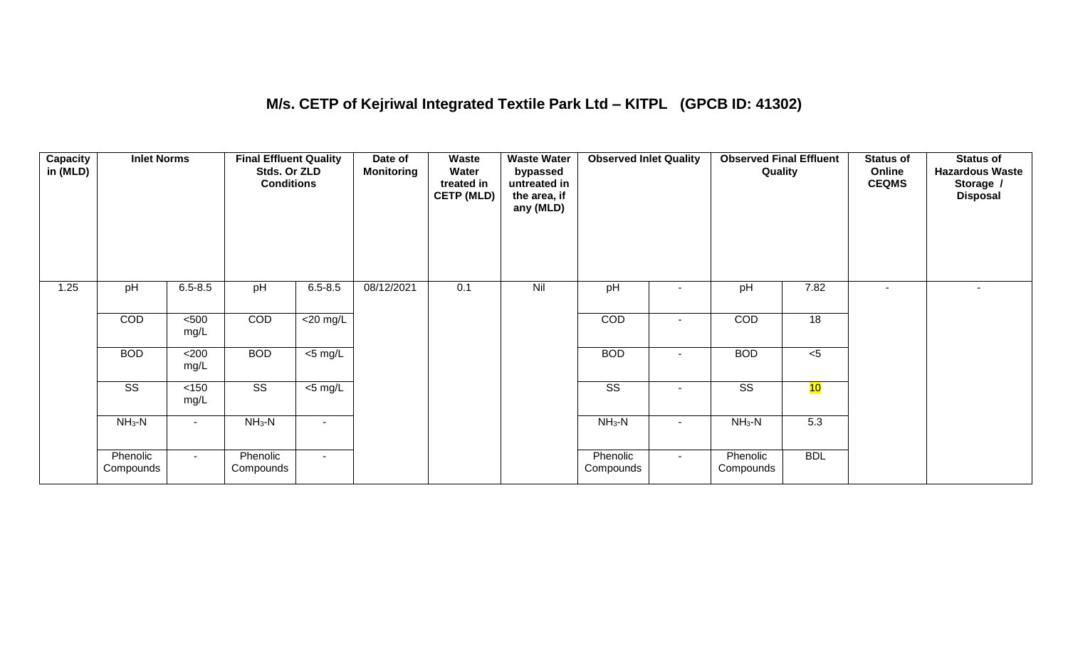## M/s. CETP of Kejriwal Integrated Textile Park Ltd – KITPL (GPCB ID: 41302)

| Capacity in (MLD) | Inlet Norms | | Final Effluent Quality Stds. Or ZLD Conditions | | Date of Monitoring | Waste Water treated in CETP (MLD) | Waste Water bypassed untreated in the area, if any (MLD) | Observed Inlet Quality | | Observed Final Effluent Quality | | Status of Online CEQMS | Status of Hazardous Waste Storage / Disposal |
|---|---|---|---|---|---|---|---|---|---|---|---|---|---|
| 1.25 | pH | 6.5-8.5 | pH | 6.5-8.5 | 08/12/2021 | 0.1 | Nil | pH | - | pH | 7.82 | - | - |
| | COD | <500 mg/L | COD | <20 mg/L | | | | COD | - | COD | 18 | | |
| | BOD | <200 mg/L | BOD | <5 mg/L | | | | BOD | - | BOD | <5 | | |
| | SS | <150 mg/L | SS | <5 mg/L | | | | SS | - | SS | 10 | | |
| | $NH_3$-N | - | $NH_3$-N | - | | | | $NH_3$-N | - | $NH_3$-N | 5.3 | | |
| | Phenolic Compounds | - | Phenolic Compounds | - | | | | Phenolic Compounds | - | Phenolic Compounds | BDL | | |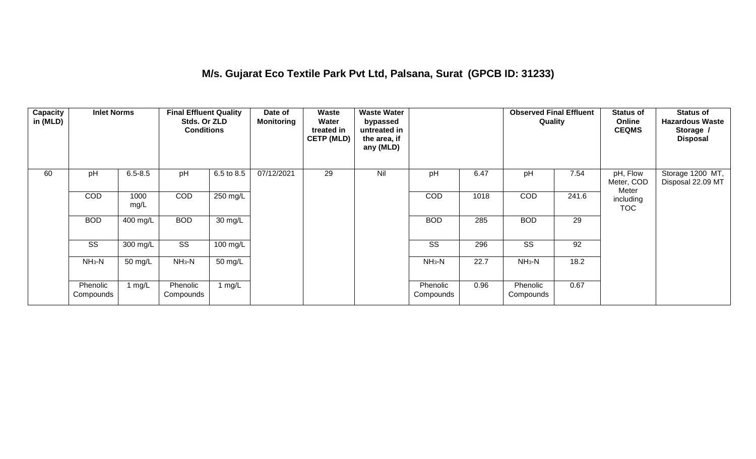## M/s. Gujarat Eco Textile Park Pvt Ltd, Palsana, Surat (GPCB ID: 31233)

| Capacity in (MLD) | Inlet Norms | | Final Effluent Quality Stds. Or ZLD Conditions | | Date of Monitoring | Waste Water treated in CETP (MLD) | Waste Water bypassed untreated in the area, if any (MLD) | | | Observed Final Effluent Quality | | Status of Online CEQMS | Status of Hazardous Waste Storage / Disposal |
|---|---|---|---|---|---|---|---|---|---|---|---|---|---|
| 60 | pH | 6.5-8.5 | pH | 6.5 to 8.5 | 07/12/2021 | 29 | Nil | pH | 6.47 | pH | 7.54 | pH, Flow Meter, COD Meter including TOC | Storage 1200 MT, Disposal 22.09 MT |
| | COD | 1000 mg/L | COD | 250 mg/L | | | | COD | 1018 | COD | 241.6 | | |
| | BOD | 400 mg/L | BOD | 30 mg/L | | | | BOD | 285 | BOD | 29 | | |
| | SS | 300 mg/L | SS | 100 mg/L | | | | SS | 296 | SS | 92 | | |
| | $NH_3$-N | 50 mg/L | $NH_3$-N | 50 mg/L | | | | $NH_3$-N | 22.7 | $NH_3$-N | 18.2 | | |
| | Phenolic Compounds | 1 mg/L | Phenolic Compounds | 1 mg/L | | | | Phenolic Compounds | 0.96 | Phenolic Compounds | 0.67 | | |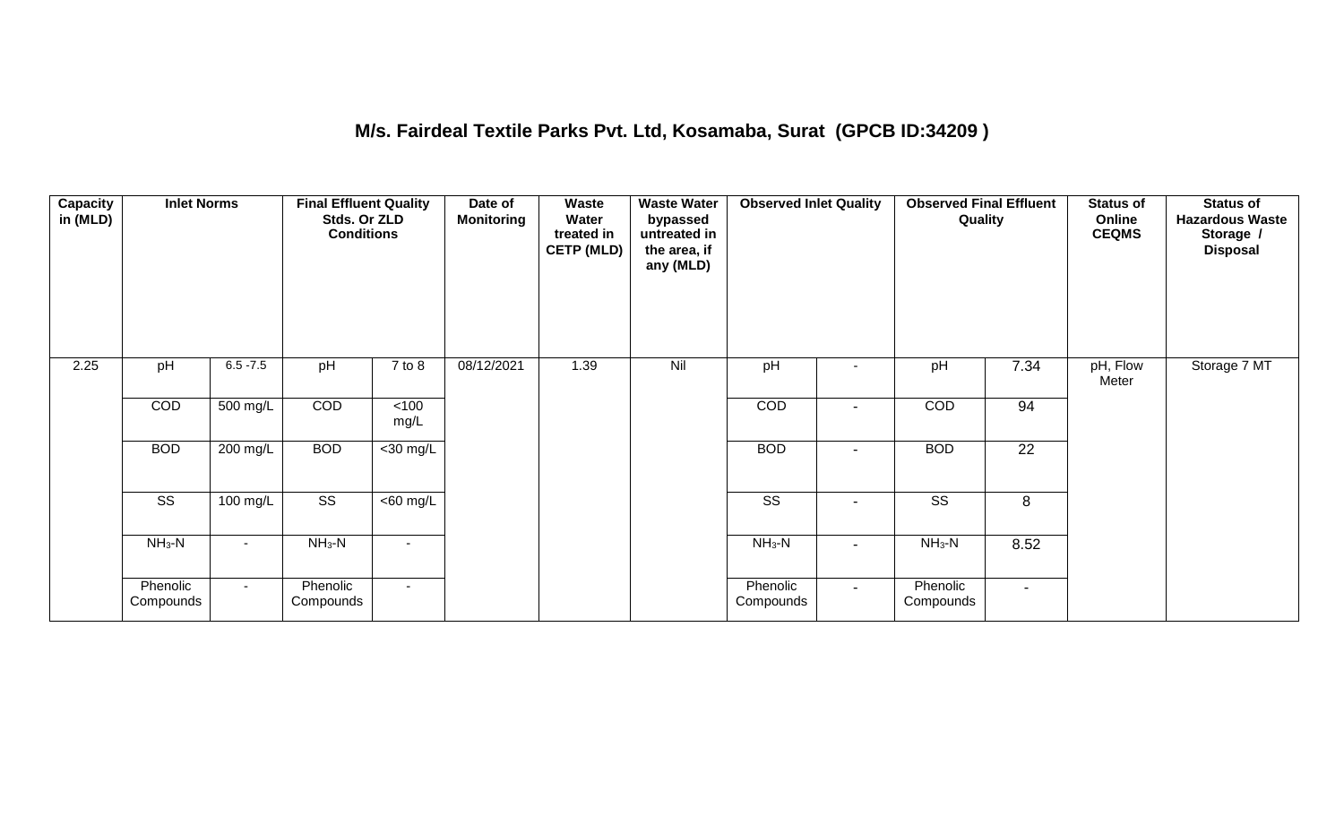## M/s. Fairdeal Textile Parks Pvt. Ltd, Kosamaba, Surat (GPCB ID:34209 )

| Capacity in (MLD) | Inlet Norms | | Final Effluent Quality Stds. Or ZLD Conditions | | Date of Monitoring | Waste Water treated in CETP (MLD) | Waste Water bypassed untreated in the area, if any (MLD) | Observed Inlet Quality | | Observed Final Effluent Quality | | Status of Online CEQMS | Status of Hazardous Waste Storage / Disposal |
|---|---|---|---|---|---|---|---|---|---|---|---|---|---|
| 2.25 | pH | 6.5 -7.5 | pH | 7 to 8 | 08/12/2021 | 1.39 | Nil | pH | - | pH | 7.34 | pH, Flow Meter | Storage 7 MT |
| | COD | 500 mg/L | COD | <100 mg/L | | | | COD | - | COD | 94 | | |
| | BOD | 200 mg/L | BOD | <30 mg/L | | | | BOD | - | BOD | 22 | | |
| | SS | 100 mg/L | SS | <60 mg/L | | | | SS | - | SS | 8 | | |
| | $NH_3$-N | - | $NH_3$-N | - | | | | $NH_3$-N | - | $NH_3$-N | 8.52 | | |
| | Phenolic Compounds | - | Phenolic Compounds | - | | | | Phenolic Compounds | - | Phenolic Compounds | - | | |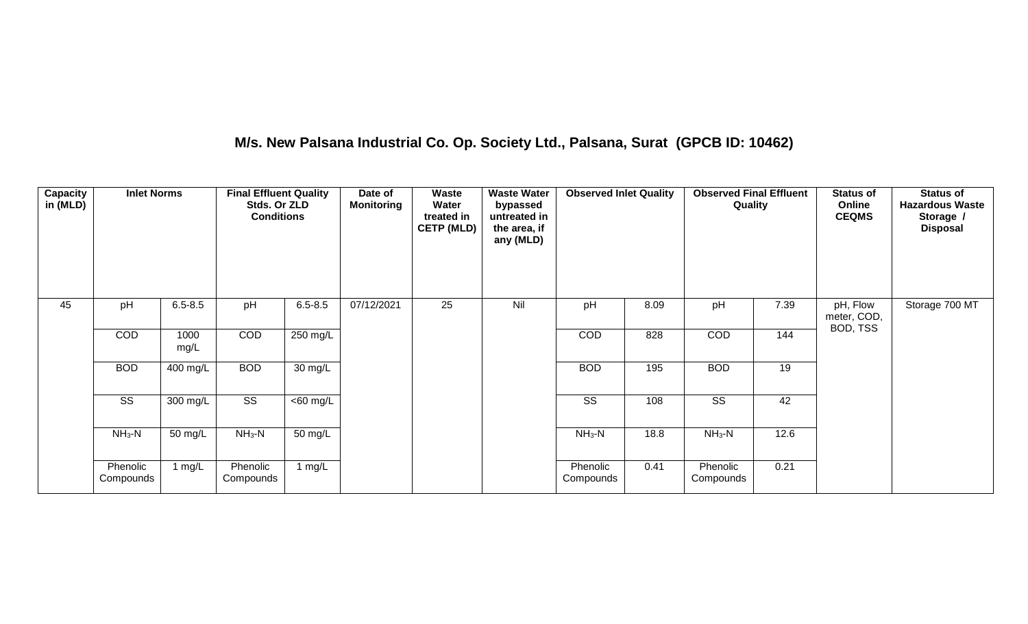# M/s. New Palsana Industrial Co. Op. Society Ltd., Palsana, Surat (GPCB ID: 10462)

| Capacity in (MLD) | Inlet Norms | | Final Effluent Quality Stds. Or ZLD Conditions | | Date of Monitoring | Waste Water treated in CETP (MLD) | Waste Water bypassed untreated in the area, if any (MLD) | Observed Inlet Quality | | Observed Final Effluent Quality | | Status of Online CEQMS | Status of Hazardous Waste Storage / Disposal |
|---|---|---|---|---|---|---|---|---|---|---|---|---|---|
| 45 | pH | 6.5-8.5 | pH | 6.5-8.5 | 07/12/2021 | 25 | Nil | pH | 8.09 | pH | 7.39 | pH, Flow meter, COD, BOD, TSS | Storage 700 MT |
| | COD | 1000 mg/L | COD | 250 mg/L | | | | COD | 828 | COD | 144 | | |
| | BOD | 400 mg/L | BOD | 30 mg/L | | | | BOD | 195 | BOD | 19 | | |
| | SS | 300 mg/L | SS | <60 mg/L | | | | SS | 108 | SS | 42 | | |
| | $NH_3$-N | 50 mg/L | $NH_3$-N | 50 mg/L | | | | $NH_3$-N | 18.8 | $NH_3$-N | 12.6 | | |
| | Phenolic Compounds | 1 mg/L | Phenolic Compounds | 1 mg/L | | | | Phenolic Compounds | 0.41 | Phenolic Compounds | 0.21 | | |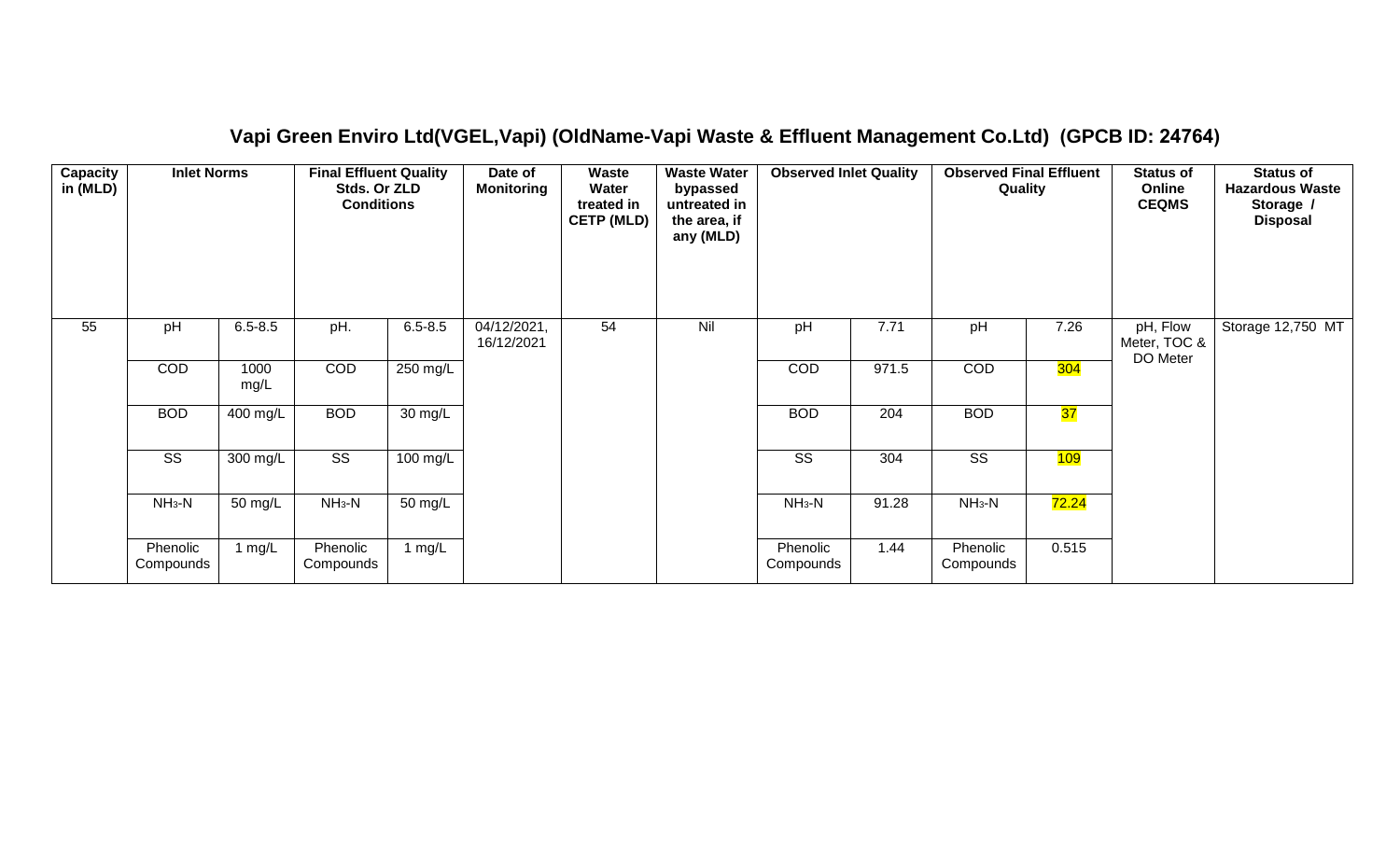## Vapi Green Enviro Ltd(VGEL,Vapi) (OldName-Vapi Waste & Effluent Management Co.Ltd) (GPCB ID: 24764)

| Capacity in (MLD) | Inlet Norms | | Final Effluent Quality Stds. Or ZLD Conditions | | Date of Monitoring | Waste Water treated in CETP (MLD) | Waste Water bypassed untreated in the area, if any (MLD) | Observed Inlet Quality | | Observed Final Effluent Quality | | Status of Online CEQMS | Status of Hazardous Waste Storage / Disposal |
|---|---|---|---|---|---|---|---|---|---|---|---|---|---|
| 55 | pH | 6.5-8.5 | pH. | 6.5-8.5 | 04/12/2021, 16/12/2021 | 54 | Nil | pH | 7.71 | pH | 7.26 | pH, Flow Meter, TOC & DO Meter | Storage 12,750 MT |
| | COD | 1000 mg/L | COD | 250 mg/L | | | | COD | 971.5 | COD | 304 | | |
| | BOD | 400 mg/L | BOD | 30 mg/L | | | | BOD | 204 | BOD | 37 | | |
| | SS | 300 mg/L | SS | 100 mg/L | | | | SS | 304 | SS | 109 | | |
| | $NH_3$-N | 50 mg/L | $NH_3$-N | 50 mg/L | | | | $NH_3$-N | 91.28 | $NH_3$-N | 72.24 | | |
| | Phenolic Compounds | 1 mg/L | Phenolic Compounds | 1 mg/L | | | | Phenolic Compounds | 1.44 | Phenolic Compounds | 0.515 | | |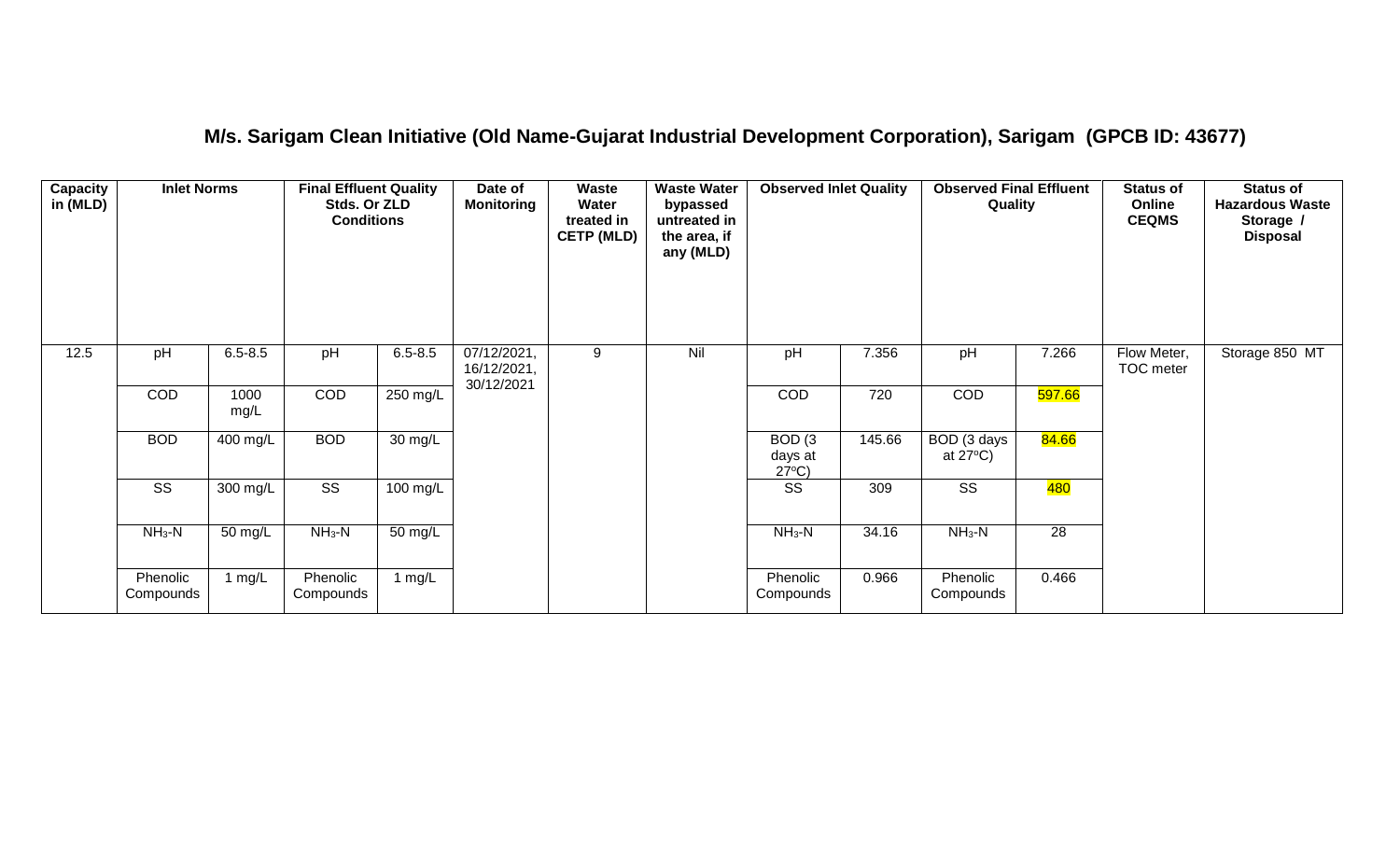## M/s. Sarigam Clean Initiative (Old Name-Gujarat Industrial Development Corporation), Sarigam (GPCB ID: 43677)

| Capacity in (MLD) | Inlet Norms | | Final Effluent Quality Stds. Or ZLD Conditions | | Date of Monitoring | Waste Water treated in CETP (MLD) | Waste Water bypassed untreated in the area, if any (MLD) | Observed Inlet Quality | | Observed Final Effluent Quality | | Status of Online CEQMS | Status of Hazardous Waste Storage / Disposal |
|---|---|---|---|---|---|---|---|---|---|---|---|---|---|
| 12.5 | pH | 6.5-8.5 | pH | 6.5-8.5 | 07/12/2021, 16/12/2021, 30/12/2021 | 9 | Nil | pH | 7.356 | pH | 7.266 | Flow Meter, TOC meter | Storage 850 MT |
| | COD | 1000 mg/L | COD | 250 mg/L | | | | COD | 720 | COD | 597.66 | | |
| | BOD | 400 mg/L | BOD | 30 mg/L | | | | BOD (3 days at 27ºC) | 145.66 | BOD (3 days at 27ºC) | 84.66 | | |
| | SS | 300 mg/L | SS | 100 mg/L | | | | SS | 309 | SS | 480 | | |
| | $NH_3$-N | 50 mg/L | $NH_3$-N | 50 mg/L | | | | $NH_3$-N | 34.16 | $NH_3$-N | 28 | | |
| | Phenolic Compounds | 1 mg/L | Phenolic Compounds | 1 mg/L | | | | Phenolic Compounds | 0.966 | Phenolic Compounds | 0.466 | | |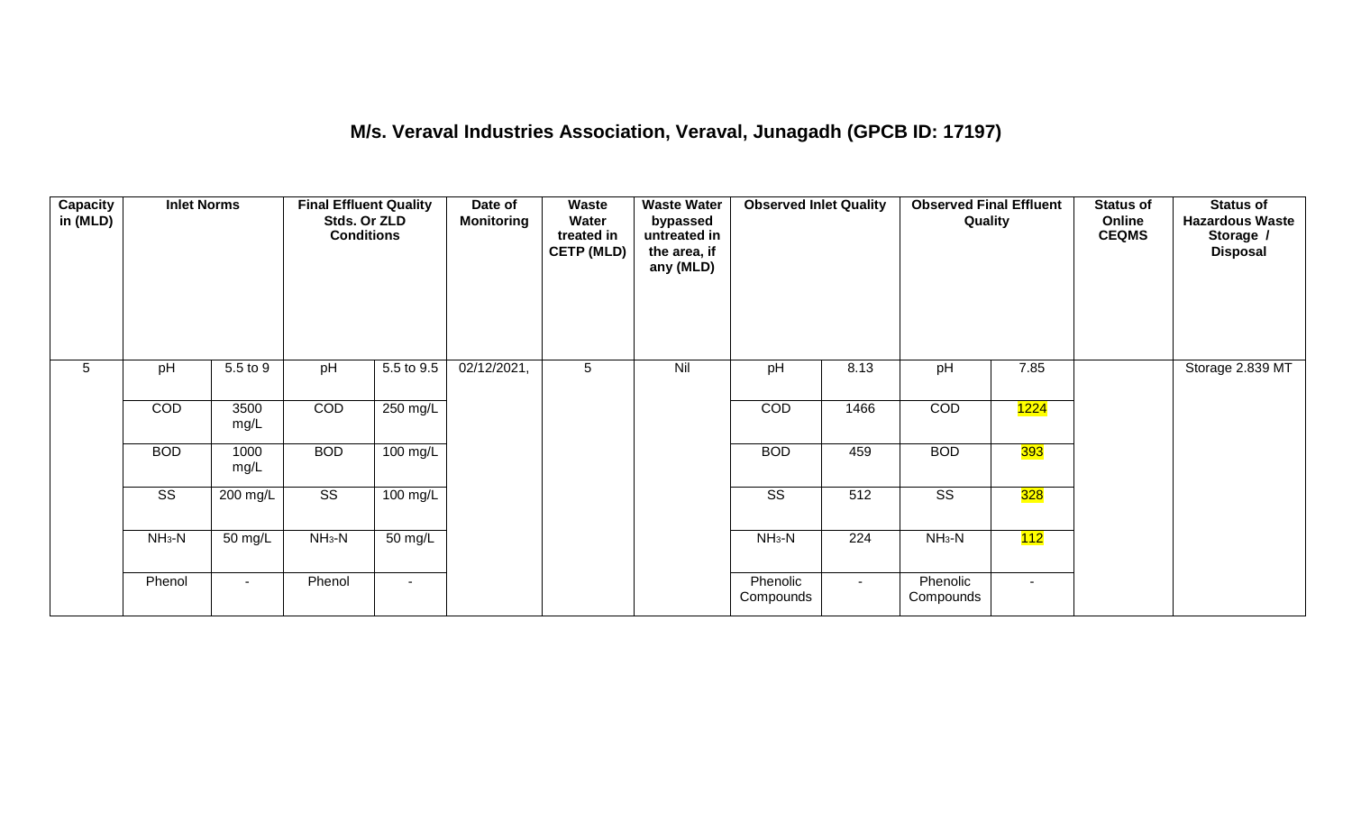## M/s. Veraval Industries Association, Veraval, Junagadh (GPCB ID: 17197)

| Capacity in (MLD) | Inlet Norms | | Final Effluent Quality Stds. Or ZLD Conditions | | Date of Monitoring | Waste Water treated in CETP (MLD) | Waste Water bypassed untreated in the area, if any (MLD) | Observed Inlet Quality | | Observed Final Effluent Quality | | Status of Online CEQMS | Status of Hazardous Waste Storage / Disposal |
|---|---|---|---|---|---|---|---|---|---|---|---|---|---|
| 5 | pH | 5.5 to 9 | pH | 5.5 to 9.5 | 02/12/2021, | 5 | Nil | pH | 8.13 | pH | 7.85 | | Storage 2.839 MT |
| | COD | 3500 mg/L | COD | 250 mg/L | | | | COD | 1466 | COD | 1224 | | |
| | BOD | 1000 mg/L | BOD | 100 mg/L | | | | BOD | 459 | BOD | 393 | | |
| | SS | 200 mg/L | SS | 100 mg/L | | | | SS | 512 | SS | 328 | | |
| | $NH_3$-N | 50 mg/L | $NH_3$-N | 50 mg/L | | | | $NH_3$-N | 224 | $NH_3$-N | 112 | | |
| | Phenol | - | Phenol | - | | | | Phenolic Compounds | - | Phenolic Compounds | - | | |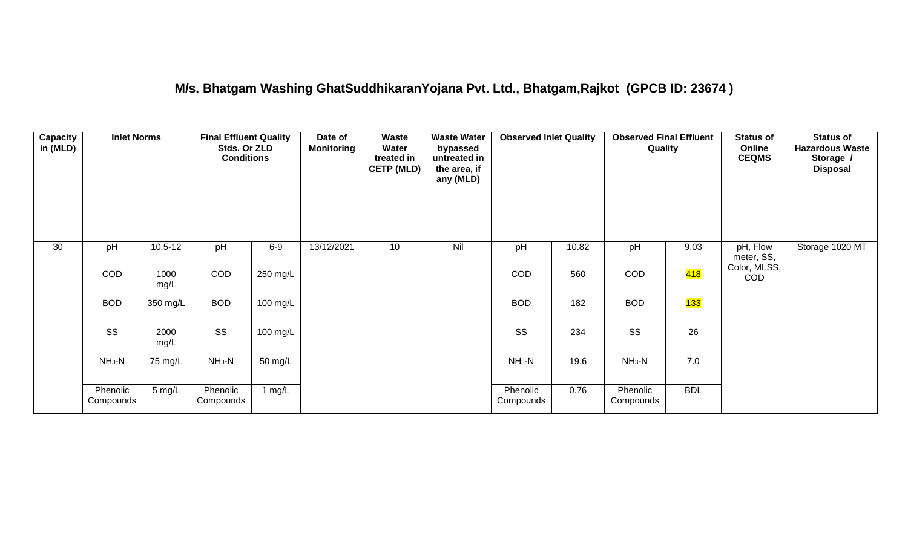## M/s. Bhatgam Washing GhatSuddhikaranYojana Pvt. Ltd., Bhatgam,Rajkot (GPCB ID: 23674 )

| Capacity in (MLD) | Inlet Norms | | Final Effluent Quality Stds. Or ZLD Conditions | | Date of Monitoring | Waste Water treated in CETP (MLD) | Waste Water bypassed untreated in the area, if any (MLD) | Observed Inlet Quality | | Observed Final Effluent Quality | | Status of Online CEQMS | Status of Hazardous Waste Storage / Disposal |
|---|---|---|---|---|---|---|---|---|---|---|---|---|---|
| 30 | pH | 10.5-12 | pH | 6-9 | 13/12/2021 | 10 | Nil | pH | 10.82 | pH | 9.03 | pH, Flow meter, SS, Color, MLSS, COD | Storage 1020 MT |
| | COD | 1000 mg/L | COD | 250 mg/L | | | | COD | 560 | COD | 418 | | |
| | BOD | 350 mg/L | BOD | 100 mg/L | | | | BOD | 182 | BOD | 133 | | |
| | SS | 2000 mg/L | SS | 100 mg/L | | | | SS | 234 | SS | 26 | | |
| | $NH_3$-N | 75 mg/L | $NH_3$-N | 50 mg/L | | | | $NH_3$-N | 19.6 | $NH_3$-N | 7.0 | | |
| | Phenolic Compounds | 5 mg/L | Phenolic Compounds | 1 mg/L | | | | Phenolic Compounds | 0.76 | Phenolic Compounds | BDL | | |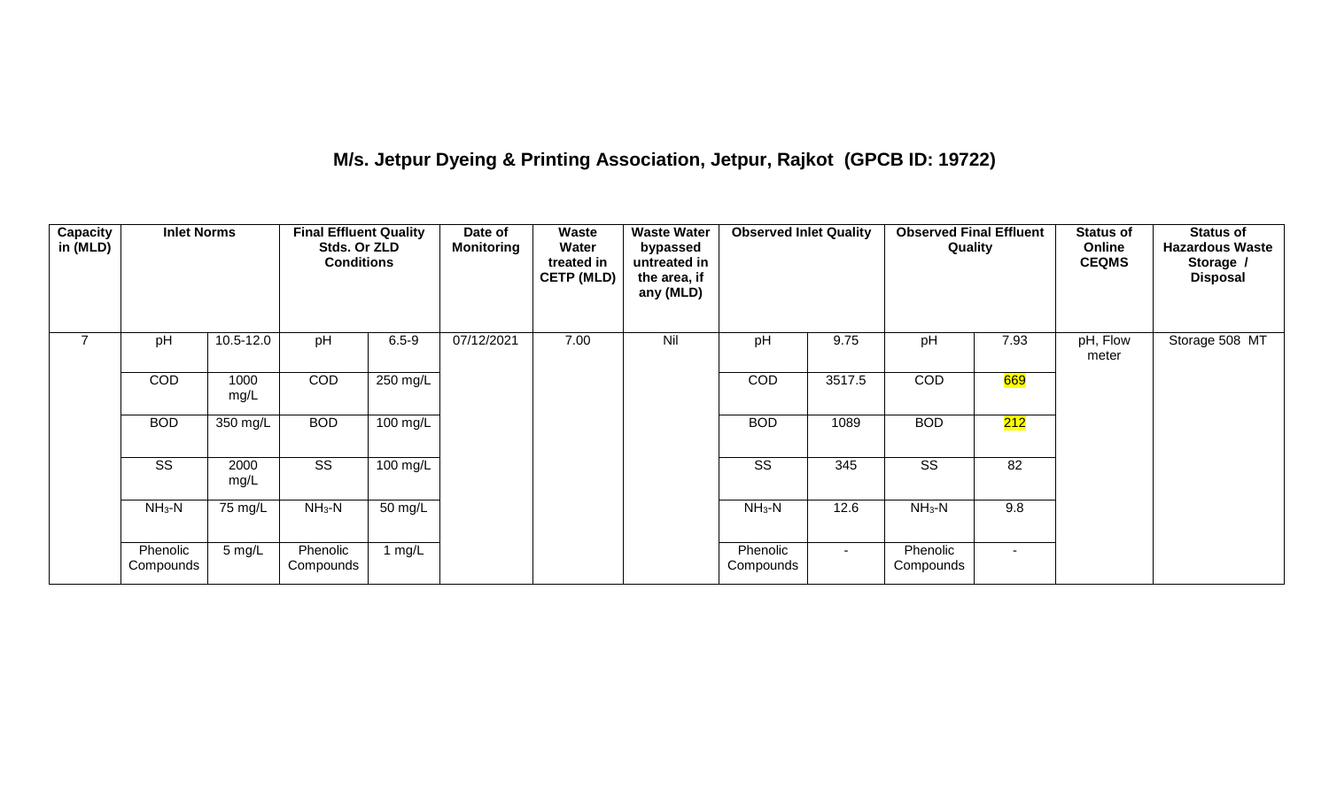## M/s. Jetpur Dyeing & Printing Association, Jetpur, Rajkot (GPCB ID: 19722)

| Capacity in (MLD) | Inlet Norms | | Final Effluent Quality Stds. Or ZLD Conditions | | Date of Monitoring | Waste Water treated in CETP (MLD) | Waste Water bypassed untreated in the area, if any (MLD) | Observed Inlet Quality | | Observed Final Effluent Quality | | Status of Online CEQMS | Status of Hazardous Waste Storage / Disposal |
|---|---|---|---|---|---|---|---|---|---|---|---|---|---|
| 7 | pH | 10.5-12.0 | pH | 6.5-9 | 07/12/2021 | 7.00 | Nil | pH | 9.75 | pH | 7.93 | pH, Flow meter | Storage 508 MT |
| | COD | 1000 mg/L | COD | 250 mg/L | | | | COD | 3517.5 | COD | 669 | | |
| | BOD | 350 mg/L | BOD | 100 mg/L | | | | BOD | 1089 | BOD | 212 | | |
| | SS | 2000 mg/L | SS | 100 mg/L | | | | SS | 345 | SS | 82 | | |
| | $NH_3$-N | 75 mg/L | $NH_3$-N | 50 mg/L | | | | $NH_3$-N | 12.6 | $NH_3$-N | 9.8 | | |
| | Phenolic Compounds | 5 mg/L | Phenolic Compounds | 1 mg/L | | | | Phenolic Compounds | - | Phenolic Compounds | - | | |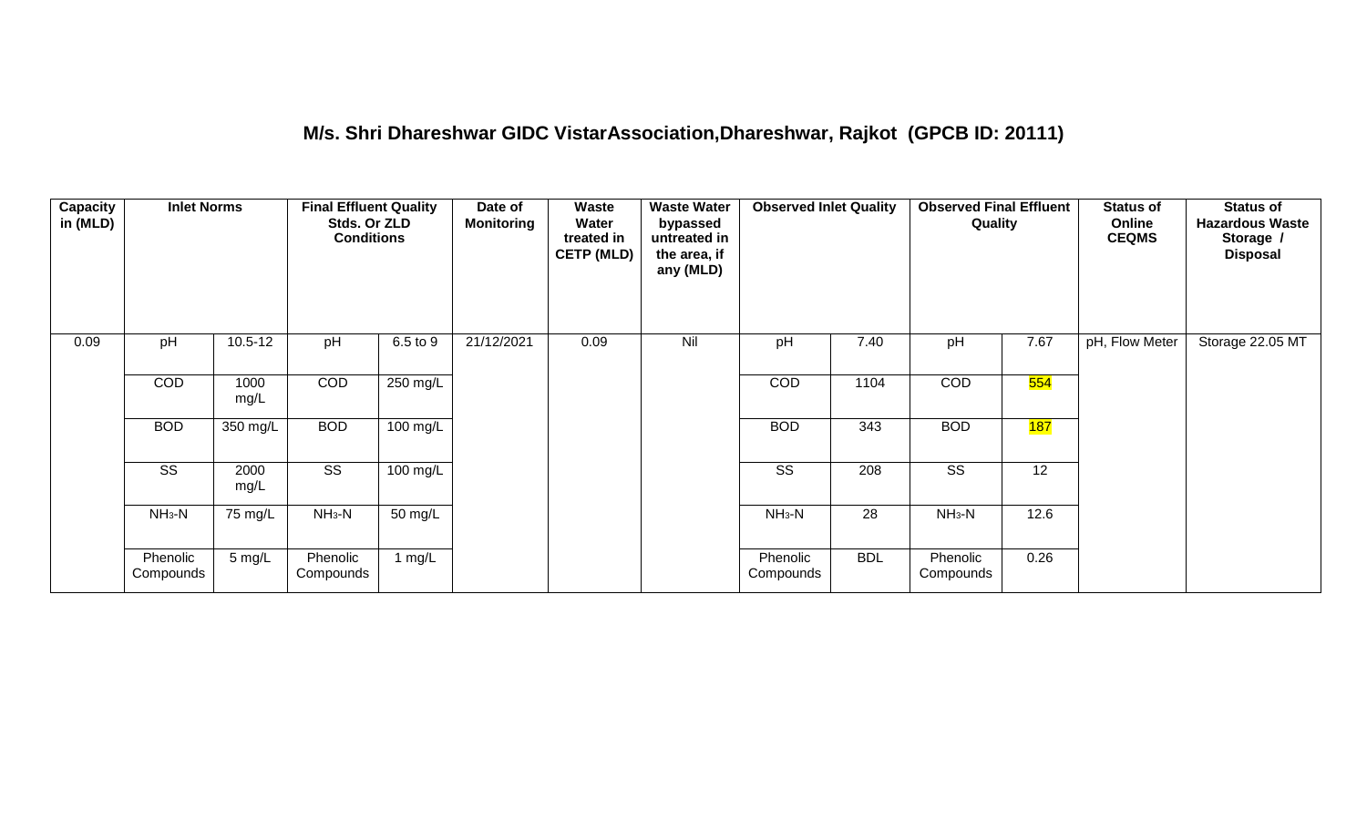## M/s. Shri Dhareshwar GIDC VistarAssociation,Dhareshwar, Rajkot (GPCB ID: 20111)

| Capacity in (MLD) | Inlet Norms | | Final Effluent Quality Stds. Or ZLD Conditions | | Date of Monitoring | Waste Water treated in CETP (MLD) | Waste Water bypassed untreated in the area, if any (MLD) | Observed Inlet Quality | | Observed Final Effluent Quality | | Status of Online CEQMS | Status of Hazardous Waste Storage / Disposal |
|---|---|---|---|---|---|---|---|---|---|---|---|---|---|
| 0.09 | pH | 10.5-12 | pH | 6.5 to 9 | 21/12/2021 | 0.09 | Nil | pH | 7.40 | pH | 7.67 | pH, Flow Meter | Storage 22.05 MT |
| | COD | 1000 mg/L | COD | 250 mg/L | | | | COD | 1104 | COD | 554 | | |
| | BOD | 350 mg/L | BOD | 100 mg/L | | | | BOD | 343 | BOD | 187 | | |
| | SS | 2000 mg/L | SS | 100 mg/L | | | | SS | 208 | SS | 12 | | |
| | $NH_3$-N | 75 mg/L | $NH_3$-N | 50 mg/L | | | | $NH_3$-N | 28 | $NH_3$-N | 12.6 | | |
| | Phenolic Compounds | 5 mg/L | Phenolic Compounds | 1 mg/L | | | | Phenolic Compounds | BDL | Phenolic Compounds | 0.26 | | |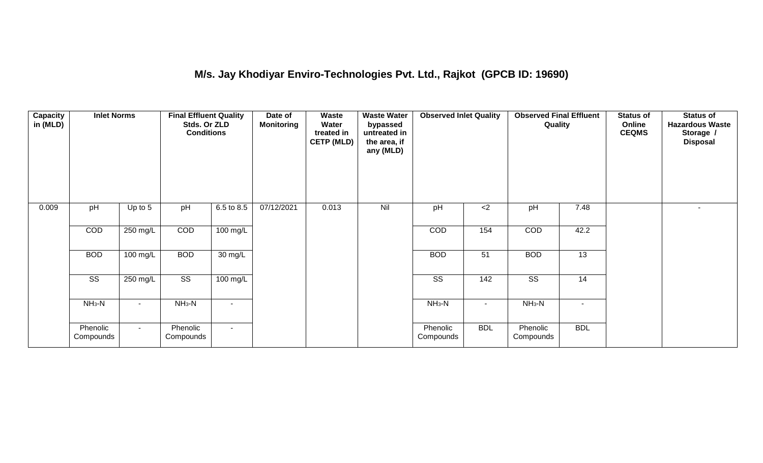## M/s. Jay Khodiyar Enviro-Technologies Pvt. Ltd., Rajkot (GPCB ID: 19690)

| Capacity in (MLD) | Inlet Norms | | Final Effluent Quality Stds. Or ZLD Conditions | | Date of Monitoring | Waste Water treated in CETP (MLD) | Waste Water bypassed untreated in the area, if any (MLD) | Observed Inlet Quality | | Observed Final Effluent Quality | | Status of Online CEQMS | Status of Hazardous Waste Storage / Disposal |
|---|---|---|---|---|---|---|---|---|---|---|---|---|---|
| 0.009 | pH | Up to 5 | pH | 6.5 to 8.5 | 07/12/2021 | 0.013 | Nil | pH | <2 | pH | 7.48 | | - |
| | COD | 250 mg/L | COD | 100 mg/L | | | | COD | 154 | COD | 42.2 | | |
| | BOD | 100 mg/L | BOD | 30 mg/L | | | | BOD | 51 | BOD | 13 | | |
| | SS | 250 mg/L | SS | 100 mg/L | | | | SS | 142 | SS | 14 | | |
| | $NH_3$-N | - | $NH_3$-N | - | | | | $NH_3$-N | - | $NH_3$-N | - | | |
| | Phenolic Compounds | - | Phenolic Compounds | - | | | | Phenolic Compounds | BDL | Phenolic Compounds | BDL | | |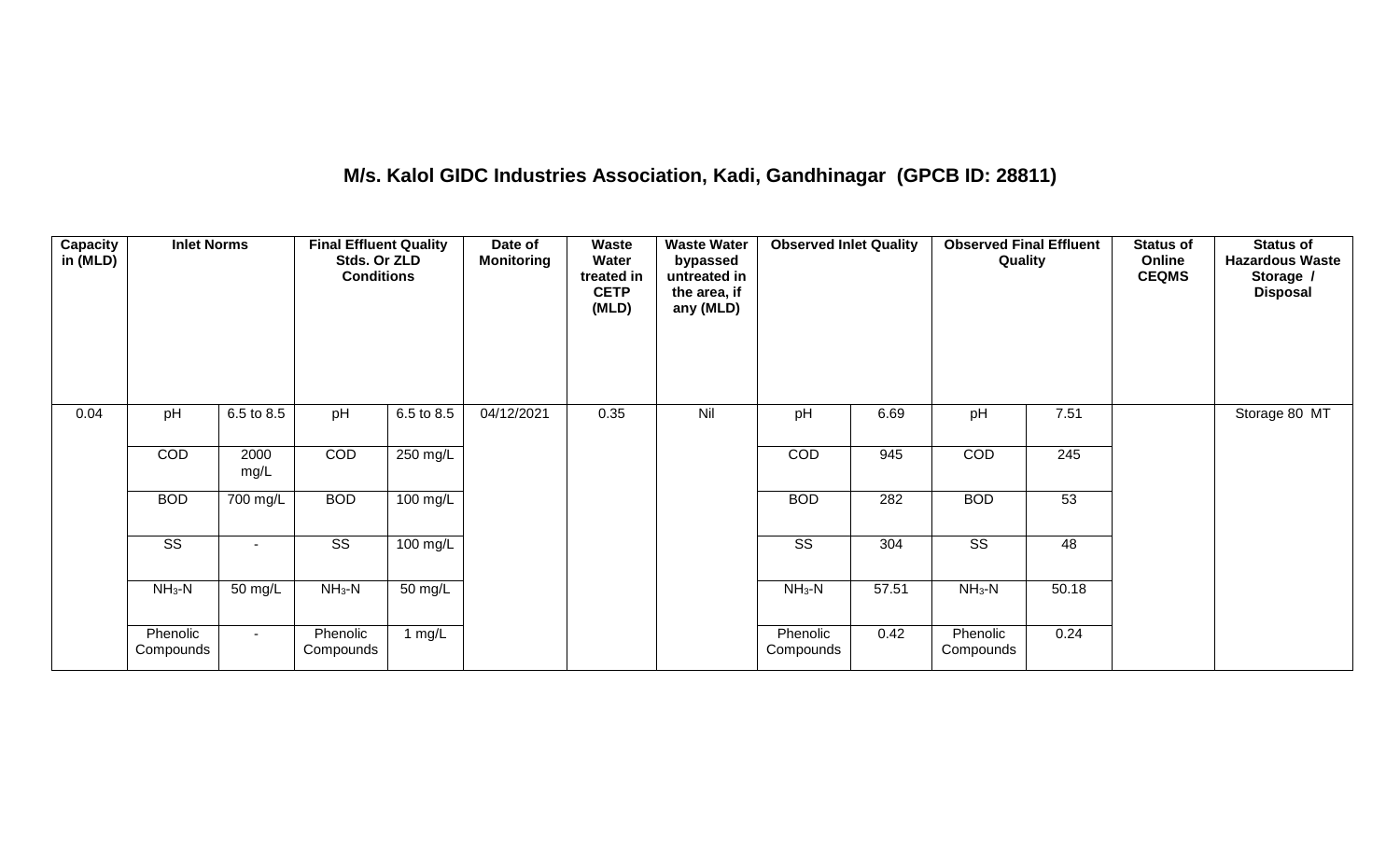# M/s. Kalol GIDC Industries Association, Kadi, Gandhinagar (GPCB ID: 28811)

| Capacity in (MLD) | Inlet Norms | | Final Effluent Quality Stds. Or ZLD Conditions | | Date of Monitoring | Waste Water treated in CETP (MLD) | Waste Water bypassed untreated in the area, if any (MLD) | Observed Inlet Quality | | Observed Final Effluent Quality | | Status of Online CEQMS | Status of Hazardous Waste Storage / Disposal |
|---|---|---|---|---|---|---|---|---|---|---|---|---|---|
| 0.04 | pH | 6.5 to 8.5 | pH | 6.5 to 8.5 | 04/12/2021 | 0.35 | Nil | pH | 6.69 | pH | 7.51 | | Storage 80 MT |
| | COD | 2000 mg/L | COD | 250 mg/L | | | | COD | 945 | COD | 245 | | |
| | BOD | 700 mg/L | BOD | 100 mg/L | | | | BOD | 282 | BOD | 53 | | |
| | SS | - | SS | 100 mg/L | | | | SS | 304 | SS | 48 | | |
| | $NH_3$-N | 50 mg/L | $NH_3$-N | 50 mg/L | | | | $NH_3$-N | 57.51 | $NH_3$-N | 50.18 | | |
| | Phenolic Compounds | - | Phenolic Compounds | 1 mg/L | | | | Phenolic Compounds | 0.42 | Phenolic Compounds | 0.24 | | |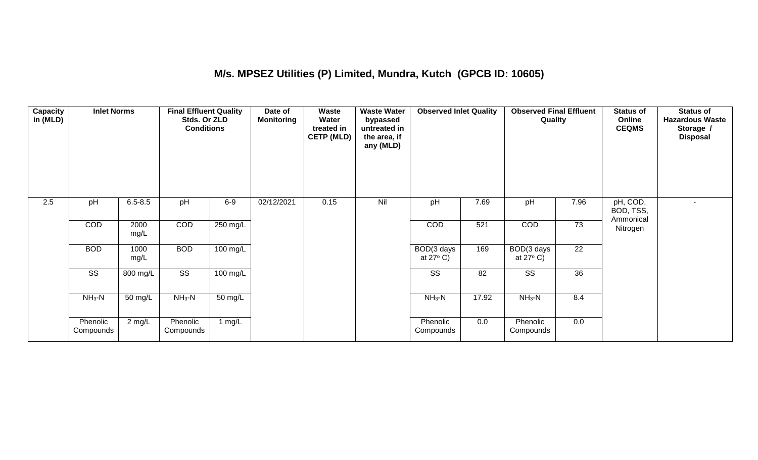## M/s. MPSEZ Utilities (P) Limited, Mundra, Kutch (GPCB ID: 10605)

| Capacity in (MLD) | Inlet Norms | | Final Effluent Quality Stds. Or ZLD Conditions | | Date of Monitoring | Waste Water treated in CETP (MLD) | Waste Water bypassed untreated in the area, if any (MLD) | Observed Inlet Quality | | Observed Final Effluent Quality | | Status of Online CEQMS | Status of Hazardous Waste Storage / Disposal |
|---|---|---|---|---|---|---|---|---|---|---|---|---|---|
| 2.5 | pH | 6.5-8.5 | pH | 6-9 | 02/12/2021 | 0.15 | Nil | pH | 7.69 | pH | 7.96 | pH, COD, BOD, TSS, Ammonical Nitrogen | - |
| | COD | 2000 mg/L | COD | 250 mg/L | | | | COD | 521 | COD | 73 | | |
| | BOD | 1000 mg/L | BOD | 100 mg/L | | | | BOD(3 days at 27° C) | 169 | BOD(3 days at 27° C) | 22 | | |
| | SS | 800 mg/L | SS | 100 mg/L | | | | SS | 82 | SS | 36 | | |
| | $NH_3$-N | 50 mg/L | $NH_3$-N | 50 mg/L | | | | $NH_3$-N | 17.92 | $NH_3$-N | 8.4 | | |
| | Phenolic Compounds | 2 mg/L | Phenolic Compounds | 1 mg/L | | | | Phenolic Compounds | 0.0 | Phenolic Compounds | 0.0 | | |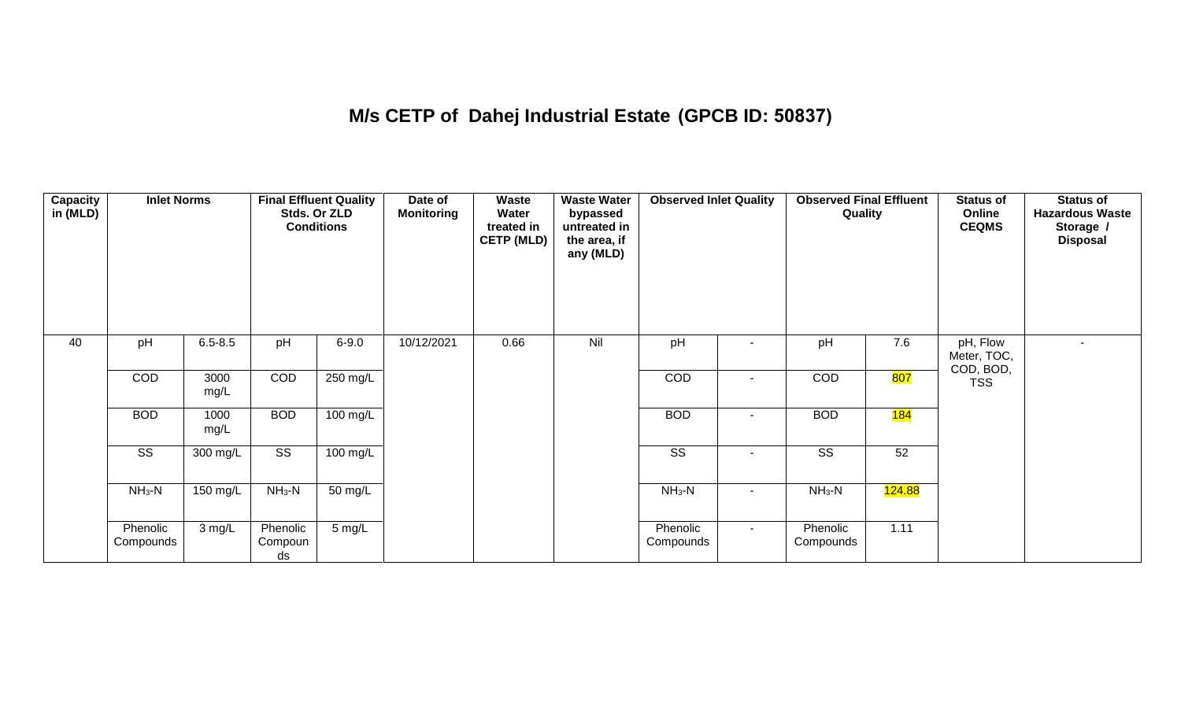# M/s CETP of Dahej Industrial Estate (GPCB ID: 50837)

| Capacity in (MLD) | Inlet Norms | | Final Effluent Quality Stds. Or ZLD Conditions | | Date of Monitoring | Waste Water treated in CETP (MLD) | Waste Water bypassed untreated in the area, if any (MLD) | Observed Inlet Quality | | Observed Final Effluent Quality | | Status of Online CEQMS | Status of Hazardous Waste Storage / Disposal |
|---|---|---|---|---|---|---|---|---|---|---|---|---|---|
| 40 | pH | 6.5-8.5 | pH | 6-9.0 | 10/12/2021 | 0.66 | Nil | pH | - | pH | 7.6 | pH, Flow Meter, TOC, COD, BOD, TSS | - |
| | COD | 3000 mg/L | COD | 250 mg/L | | | | COD | - | COD | 807 | | |
| | BOD | 1000 mg/L | BOD | 100 mg/L | | | | BOD | - | BOD | 184 | | |
| | SS | 300 mg/L | SS | 100 mg/L | | | | SS | - | SS | 52 | | |
| | $NH_3$-N | 150 mg/L | $NH_3$-N | 50 mg/L | | | | $NH_3$-N | - | $NH_3$-N | 124.88 | | |
| | Phenolic Compounds | 3 mg/L | Phenolic Compounds | 5 mg/L | | | | Phenolic Compounds | - | Phenolic Compounds | 1.11 | | |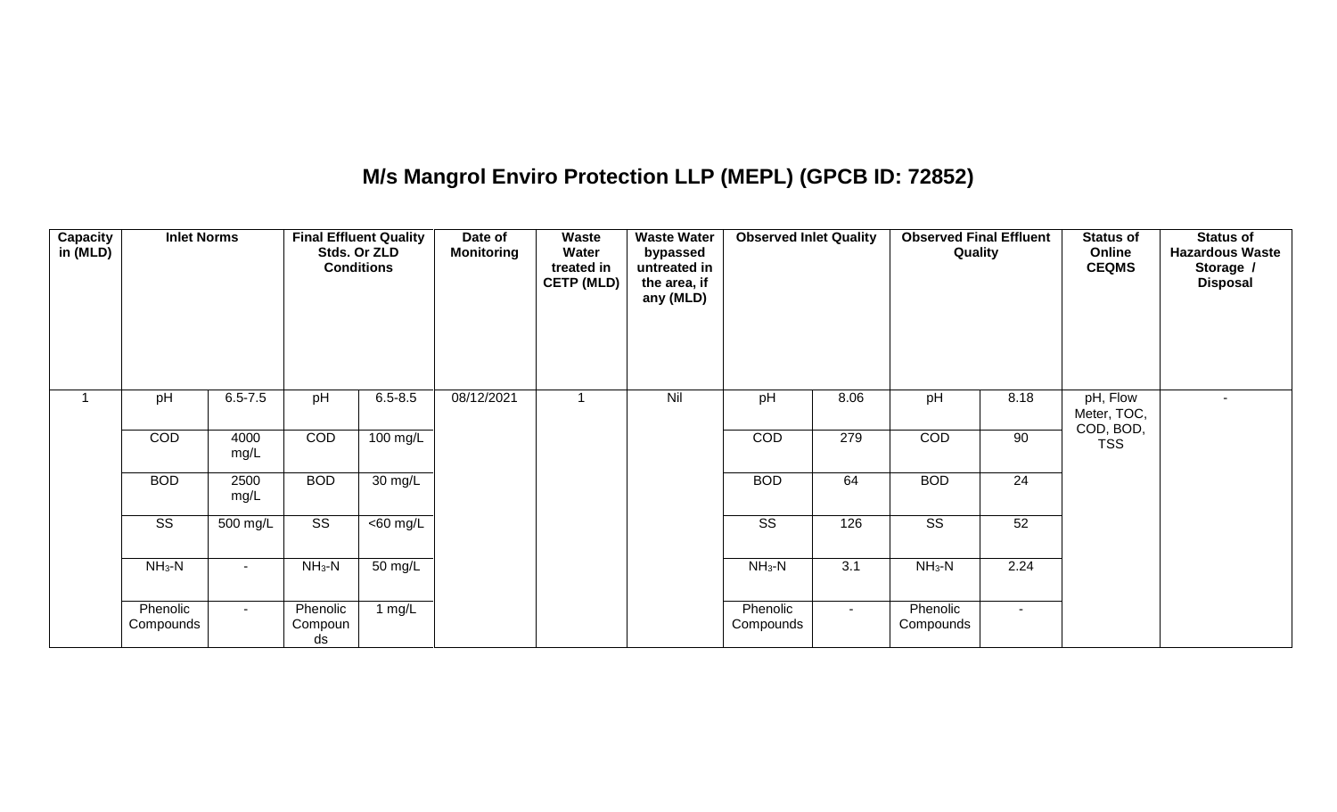# M/s Mangrol Enviro Protection LLP (MEPL) (GPCB ID: 72852)

| Capacity in (MLD) | Inlet Norms | | Final Effluent Quality Stds. Or ZLD Conditions | | Date of Monitoring | Waste Water treated in CETP (MLD) | Waste Water bypassed untreated in the area, if any (MLD) | Observed Inlet Quality | | Observed Final Effluent Quality | | Status of Online CEQMS | Status of Hazardous Waste Storage / Disposal |
|---|---|---|---|---|---|---|---|---|---|---|---|---|---|
| 1 | pH | 6.5-7.5 | pH | 6.5-8.5 | 08/12/2021 | 1 | Nil | pH | 8.06 | pH | 8.18 | pH, Flow Meter, TOC, COD, BOD, TSS | - |
| | COD | 4000 mg/L | COD | 100 mg/L | | | | COD | 279 | COD | 90 | | |
| | BOD | 2500 mg/L | BOD | 30 mg/L | | | | BOD | 64 | BOD | 24 | | |
| | SS | 500 mg/L | SS | <60 mg/L | | | | SS | 126 | SS | 52 | | |
| | $NH_3$-N | - | $NH_3$-N | 50 mg/L | | | | $NH_3$-N | 3.1 | $NH_3$-N | 2.24 | | |
| | Phenolic Compounds | - | Phenolic Compounds | 1 mg/L | | | | Phenolic Compounds | - | Phenolic Compounds | - | | |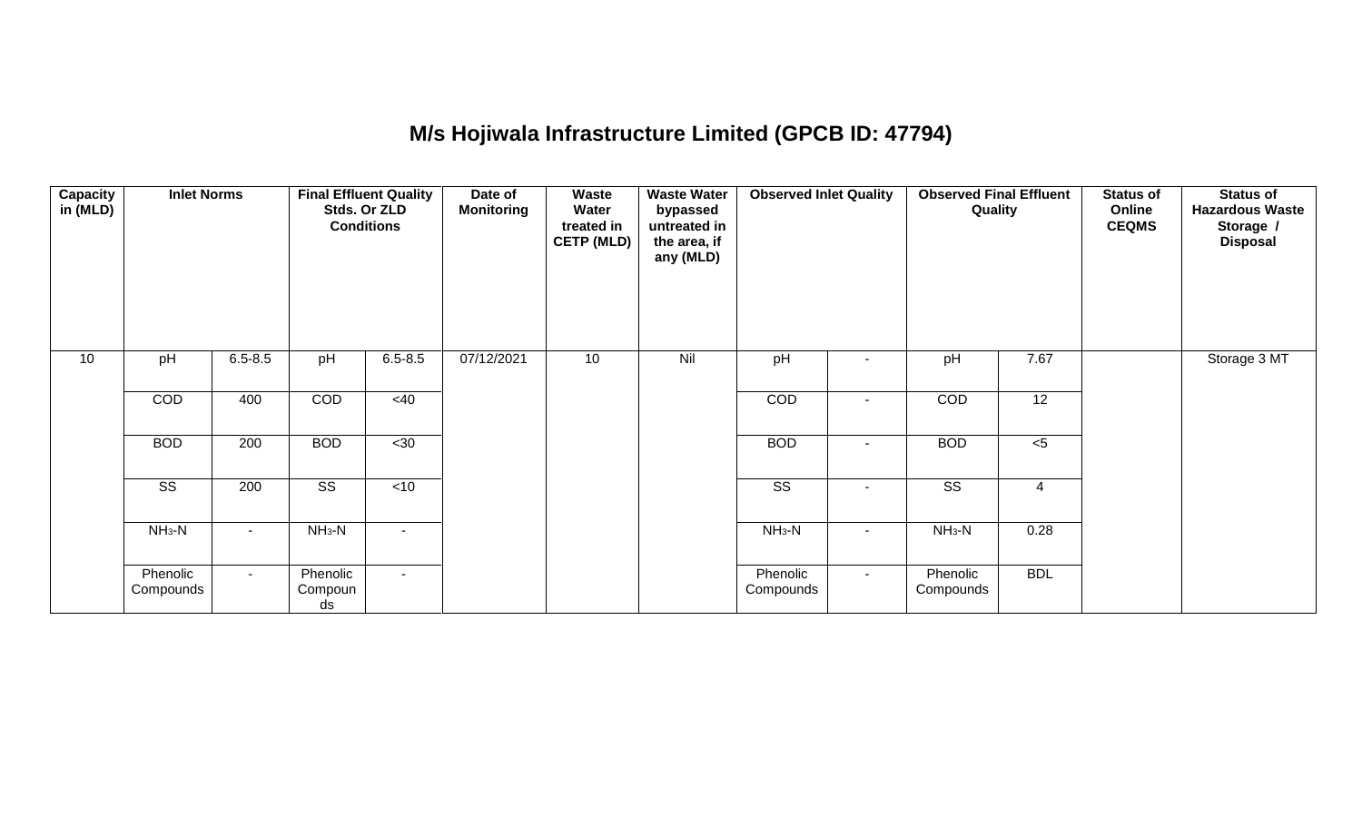## M/s Hojiwala Infrastructure Limited (GPCB ID: 47794)

| Capacity in (MLD) | Inlet Norms | | Final Effluent Quality Stds. Or ZLD Conditions | | Date of Monitoring | Waste Water treated in CETP (MLD) | Waste Water bypassed untreated in the area, if any (MLD) | Observed Inlet Quality | | Observed Final Effluent Quality | | Status of Online CEQMS | Status of Hazardous Waste Storage / Disposal |
|---|---|---|---|---|---|---|---|---|---|---|---|---|---|
| 10 | pH | 6.5-8.5 | pH | 6.5-8.5 | 07/12/2021 | 10 | Nil | pH | - | pH | 7.67 | | Storage 3 MT |
| | COD | 400 | COD | <40 | | | | COD | - | COD | 12 | | |
| | BOD | 200 | BOD | <30 | | | | BOD | - | BOD | <5 | | |
| | SS | 200 | SS | <10 | | | | SS | - | SS | 4 | | |
| | $NH_3$-N | - | $NH_3$-N | - | | | | $NH_3$-N | - | $NH_3$-N | 0.28 | | |
| | Phenolic Compounds | - | Phenolic Compounds | - | | | | Phenolic Compounds | - | Phenolic Compounds | BDL | | |